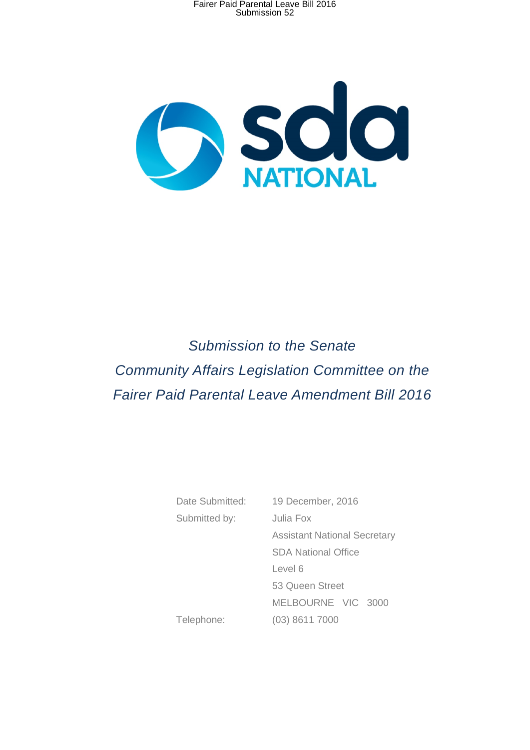sda NATIONAL

*Submission to the Senate*
*Community Affairs Legislation Committee on the*
*Fairer Paid Parental Leave Amendment Bill 2016*

| | |
|---|---|
| Date Submitted: | 19 December, 2016 |
| Submitted by: | Julia Fox |
| | Assistant National Secretary |
| | SDA National Office |
| | Level 6 |
| | 53 Queen Street |
| | MELBOURNE VIC 3000 |
| Telephone: | (03) 8611 7000 |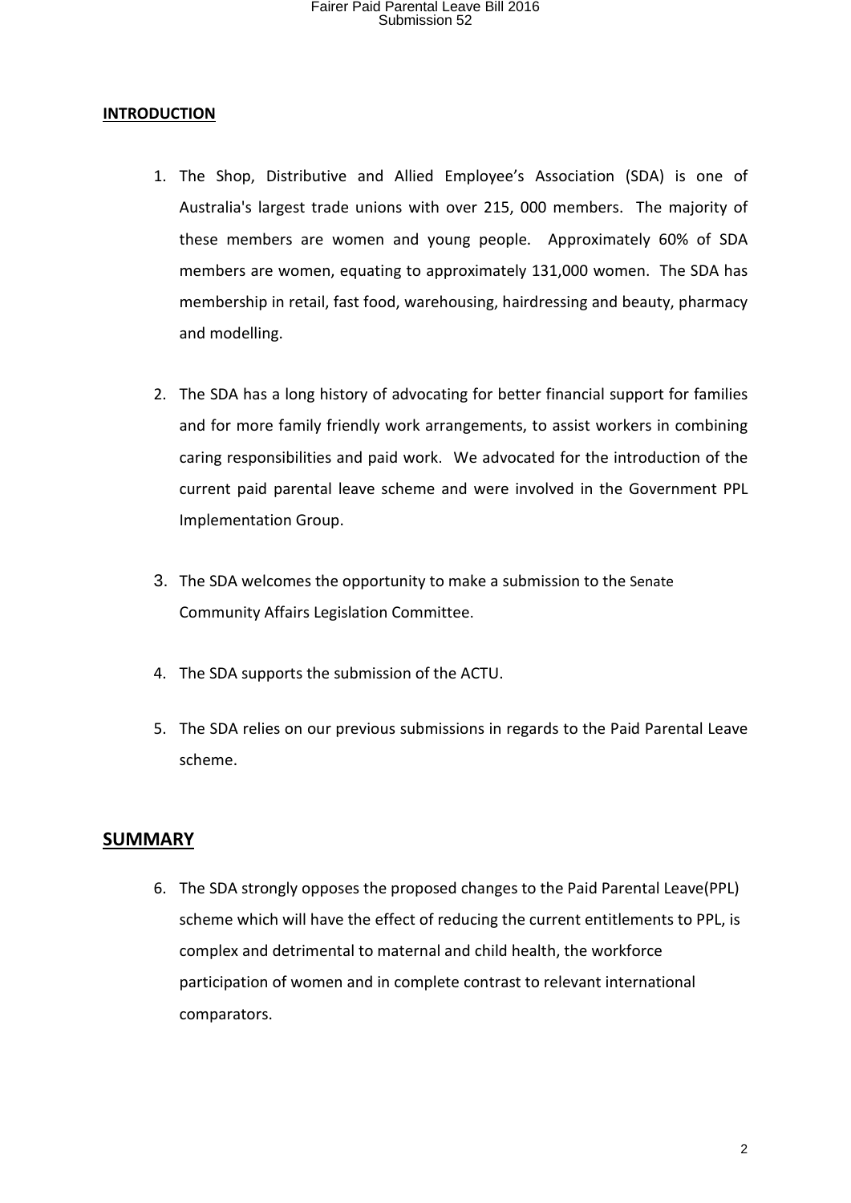## INTRODUCTION

1. The Shop, Distributive and Allied Employee's Association (SDA) is one of Australia's largest trade unions with over 215, 000 members. The majority of these members are women and young people. Approximately 60% of SDA members are women, equating to approximately 131,000 women. The SDA has membership in retail, fast food, warehousing, hairdressing and beauty, pharmacy and modelling.

2. The SDA has a long history of advocating for better financial support for families and for more family friendly work arrangements, to assist workers in combining caring responsibilities and paid work. We advocated for the introduction of the current paid parental leave scheme and were involved in the Government PPL Implementation Group.

3. The SDA welcomes the opportunity to make a submission to the Senate Community Affairs Legislation Committee.

4. The SDA supports the submission of the ACTU.

5. The SDA relies on our previous submissions in regards to the Paid Parental Leave scheme.

## SUMMARY

6. The SDA strongly opposes the proposed changes to the Paid Parental Leave(PPL) scheme which will have the effect of reducing the current entitlements to PPL, is complex and detrimental to maternal and child health, the workforce participation of women and in complete contrast to relevant international comparators.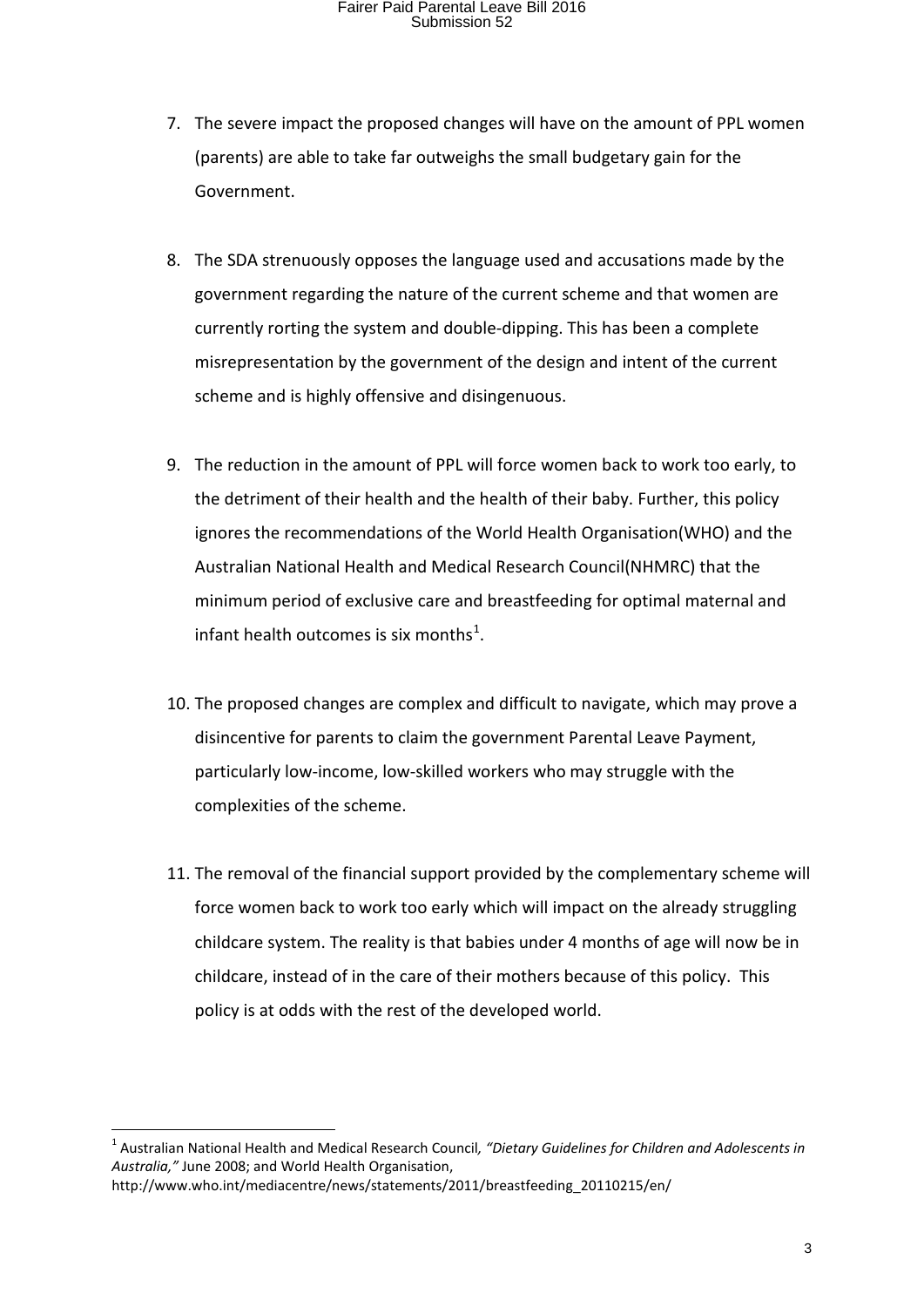7. The severe impact the proposed changes will have on the amount of PPL women (parents) are able to take far outweighs the small budgetary gain for the Government.

8. The SDA strenuously opposes the language used and accusations made by the government regarding the nature of the current scheme and that women are currently rorting the system and double-dipping. This has been a complete misrepresentation by the government of the design and intent of the current scheme and is highly offensive and disingenuous.

9. The reduction in the amount of PPL will force women back to work too early, to the detriment of their health and the health of their baby. Further, this policy ignores the recommendations of the World Health Organisation(WHO) and the Australian National Health and Medical Research Council(NHMRC) that the minimum period of exclusive care and breastfeeding for optimal maternal and infant health outcomes is six months[1].

10. The proposed changes are complex and difficult to navigate, which may prove a disincentive for parents to claim the government Parental Leave Payment, particularly low-income, low-skilled workers who may struggle with the complexities of the scheme.

11. The removal of the financial support provided by the complementary scheme will force women back to work too early which will impact on the already struggling childcare system. The reality is that babies under 4 months of age will now be in childcare, instead of in the care of their mothers because of this policy. This policy is at odds with the rest of the developed world.

---

[1] Australian National Health and Medical Research Council, *"Dietary Guidelines for Children and Adolescents in Australia,"* June 2008; and World Health Organisation, http://www.who.int/mediacentre/news/statements/2011/breastfeeding_20110215/en/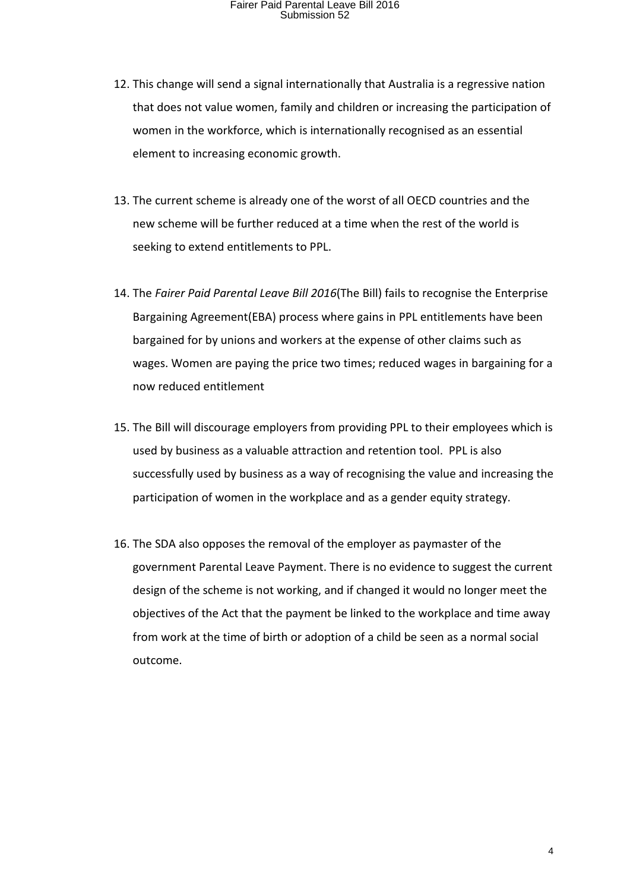12. This change will send a signal internationally that Australia is a regressive nation that does not value women, family and children or increasing the participation of women in the workforce, which is internationally recognised as an essential element to increasing economic growth.

13. The current scheme is already one of the worst of all OECD countries and the new scheme will be further reduced at a time when the rest of the world is seeking to extend entitlements to PPL.

14. The *Fairer Paid Parental Leave Bill 2016*(The Bill) fails to recognise the Enterprise Bargaining Agreement(EBA) process where gains in PPL entitlements have been bargained for by unions and workers at the expense of other claims such as wages. Women are paying the price two times; reduced wages in bargaining for a now reduced entitlement

15. The Bill will discourage employers from providing PPL to their employees which is used by business as a valuable attraction and retention tool. PPL is also successfully used by business as a way of recognising the value and increasing the participation of women in the workplace and as a gender equity strategy.

16. The SDA also opposes the removal of the employer as paymaster of the government Parental Leave Payment. There is no evidence to suggest the current design of the scheme is not working, and if changed it would no longer meet the objectives of the Act that the payment be linked to the workplace and time away from work at the time of birth or adoption of a child be seen as a normal social outcome.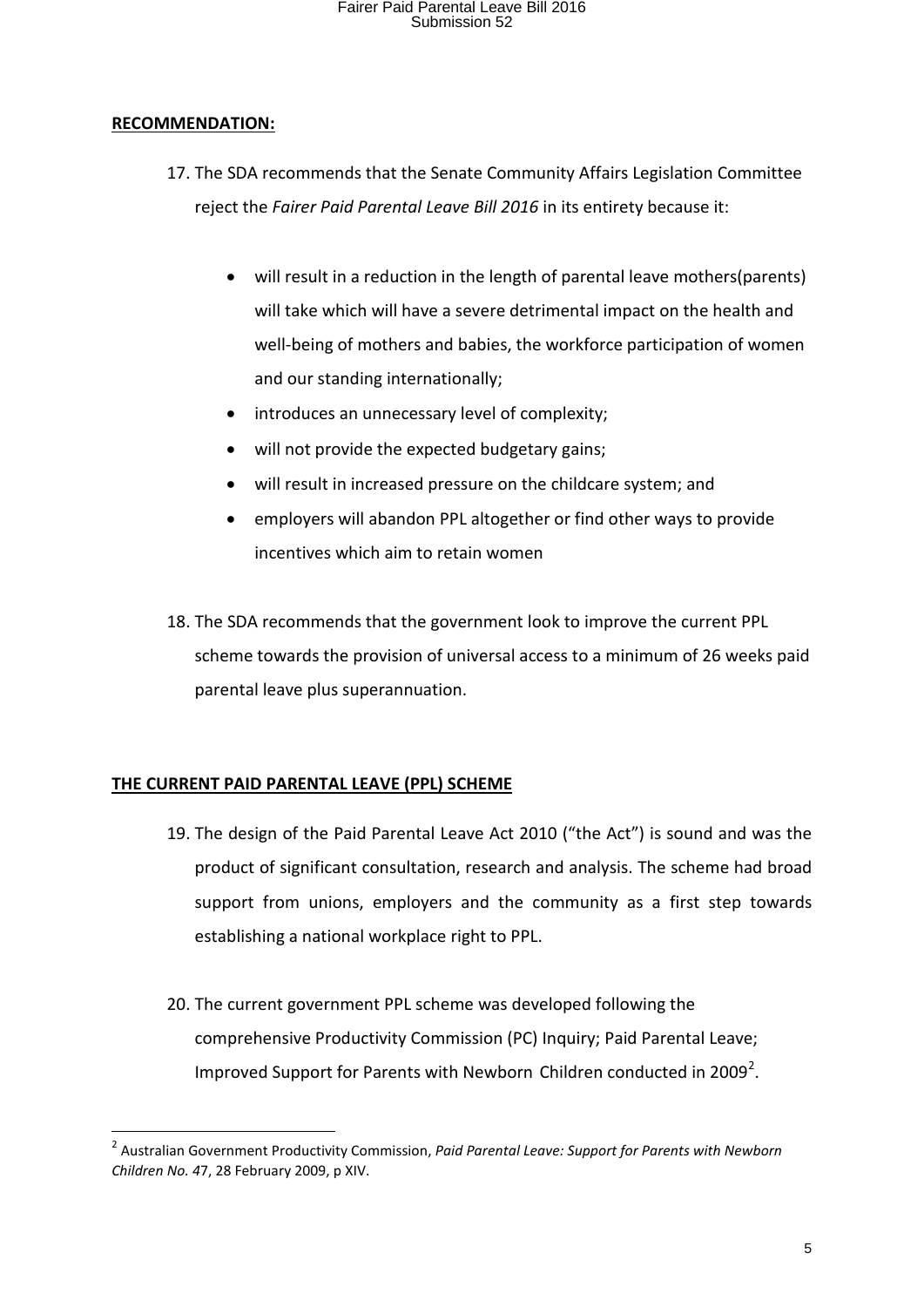**RECOMMENDATION:**

17. The SDA recommends that the Senate Community Affairs Legislation Committee reject the *Fairer Paid Parental Leave Bill 2016* in its entirety because it:

    - will result in a reduction in the length of parental leave mothers(parents) will take which will have a severe detrimental impact on the health and well-being of mothers and babies, the workforce participation of women and our standing internationally;
    - introduces an unnecessary level of complexity;
    - will not provide the expected budgetary gains;
    - will result in increased pressure on the childcare system; and
    - employers will abandon PPL altogether or find other ways to provide incentives which aim to retain women

18. The SDA recommends that the government look to improve the current PPL scheme towards the provision of universal access to a minimum of 26 weeks paid parental leave plus superannuation.

**THE CURRENT PAID PARENTAL LEAVE (PPL) SCHEME**

19. The design of the Paid Parental Leave Act 2010 ("the Act") is sound and was the product of significant consultation, research and analysis. The scheme had broad support from unions, employers and the community as a first step towards establishing a national workplace right to PPL.

20. The current government PPL scheme was developed following the comprehensive Productivity Commission (PC) Inquiry; Paid Parental Leave; Improved Support for Parents with Newborn Children conducted in 2009[2].

---

[2] Australian Government Productivity Commission, *Paid Parental Leave: Support for Parents with Newborn Children No. 4*7, 28 February 2009, p XIV.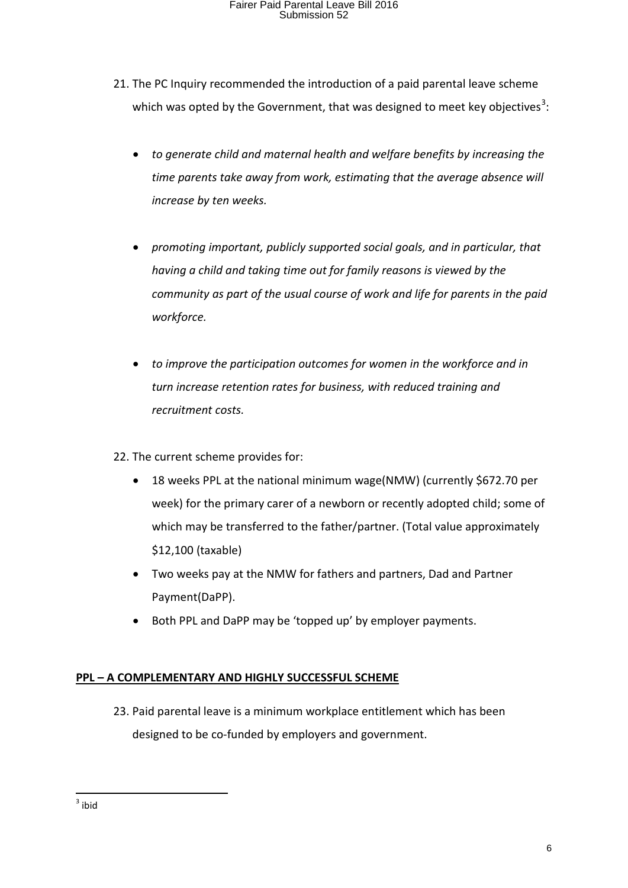21. The PC Inquiry recommended the introduction of a paid parental leave scheme which was opted by the Government, that was designed to meet key objectives[3]:

    - *to generate child and maternal health and welfare benefits by increasing the time parents take away from work, estimating that the average absence will increase by ten weeks.*

    - *promoting important, publicly supported social goals, and in particular, that having a child and taking time out for family reasons is viewed by the community as part of the usual course of work and life for parents in the paid workforce.*

    - *to improve the participation outcomes for women in the workforce and in turn increase retention rates for business, with reduced training and recruitment costs.*

22. The current scheme provides for:
    - 18 weeks PPL at the national minimum wage(NMW) (currently $672.70 per week) for the primary carer of a newborn or recently adopted child; some of which may be transferred to the father/partner. (Total value approximately $12,100 (taxable)
    - Two weeks pay at the NMW for fathers and partners, Dad and Partner Payment(DaPP).
    - Both PPL and DaPP may be 'topped up' by employer payments.

**PPL – A COMPLEMENTARY AND HIGHLY SUCCESSFUL SCHEME**

23. Paid parental leave is a minimum workplace entitlement which has been designed to be co-funded by employers and government.

[3] ibid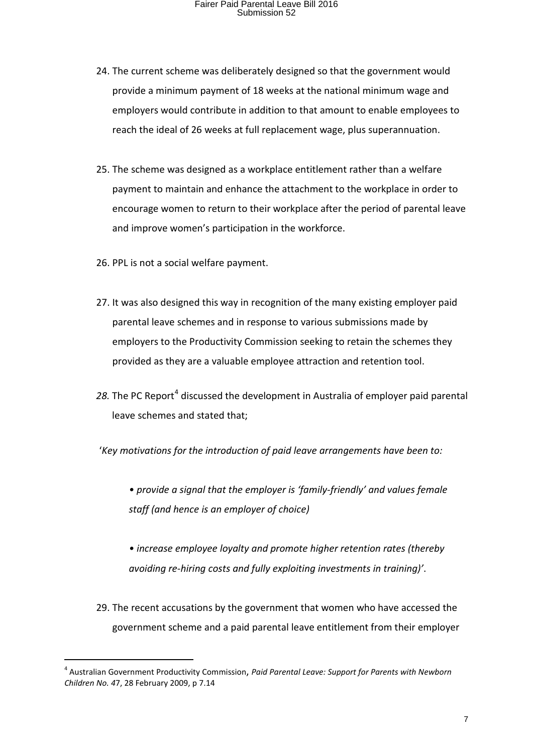24. The current scheme was deliberately designed so that the government would provide a minimum payment of 18 weeks at the national minimum wage and employers would contribute in addition to that amount to enable employees to reach the ideal of 26 weeks at full replacement wage, plus superannuation.

25. The scheme was designed as a workplace entitlement rather than a welfare payment to maintain and enhance the attachment to the workplace in order to encourage women to return to their workplace after the period of parental leave and improve women's participation in the workforce.

26. PPL is not a social welfare payment.

27. It was also designed this way in recognition of the many existing employer paid parental leave schemes and in response to various submissions made by employers to the Productivity Commission seeking to retain the schemes they provided as they are a valuable employee attraction and retention tool.

*28.* The PC Report[4] discussed the development in Australia of employer paid parental leave schemes and stated that;

'*Key motivations for the introduction of paid leave arrangements have been to:*

- *provide a signal that the employer is 'family-friendly' and values female staff (and hence is an employer of choice)*

- *increase employee loyalty and promote higher retention rates (thereby avoiding re-hiring costs and fully exploiting investments in training)*'.

29. The recent accusations by the government that women who have accessed the government scheme and a paid parental leave entitlement from their employer

[4] Australian Government Productivity Commission, *Paid Parental Leave: Support for Parents with Newborn Children No. 4*7, 28 February 2009, p 7.14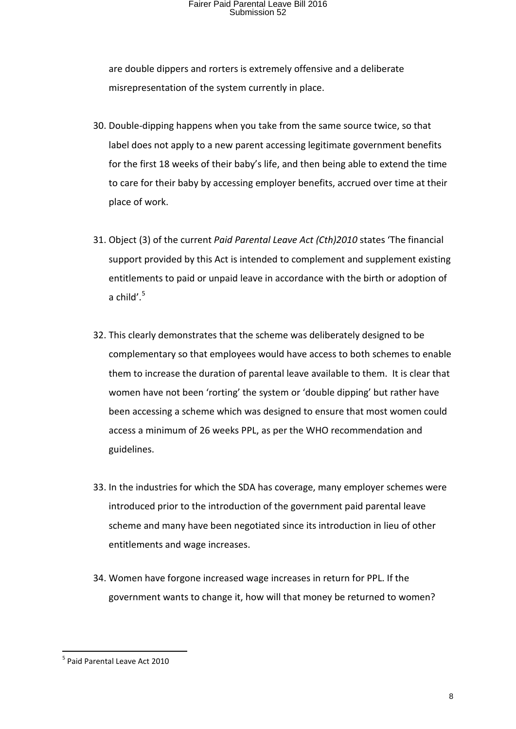are double dippers and rorters is extremely offensive and a deliberate misrepresentation of the system currently in place.

30. Double-dipping happens when you take from the same source twice, so that label does not apply to a new parent accessing legitimate government benefits for the first 18 weeks of their baby's life, and then being able to extend the time to care for their baby by accessing employer benefits, accrued over time at their place of work.

31. Object (3) of the current *Paid Parental Leave Act (Cth)2010* states 'The financial support provided by this Act is intended to complement and supplement existing entitlements to paid or unpaid leave in accordance with the birth or adoption of a child'.[5]

32. This clearly demonstrates that the scheme was deliberately designed to be complementary so that employees would have access to both schemes to enable them to increase the duration of parental leave available to them. It is clear that women have not been 'rorting' the system or 'double dipping' but rather have been accessing a scheme which was designed to ensure that most women could access a minimum of 26 weeks PPL, as per the WHO recommendation and guidelines.

33. In the industries for which the SDA has coverage, many employer schemes were introduced prior to the introduction of the government paid parental leave scheme and many have been negotiated since its introduction in lieu of other entitlements and wage increases.

34. Women have forgone increased wage increases in return for PPL. If the government wants to change it, how will that money be returned to women?

---

[5] Paid Parental Leave Act 2010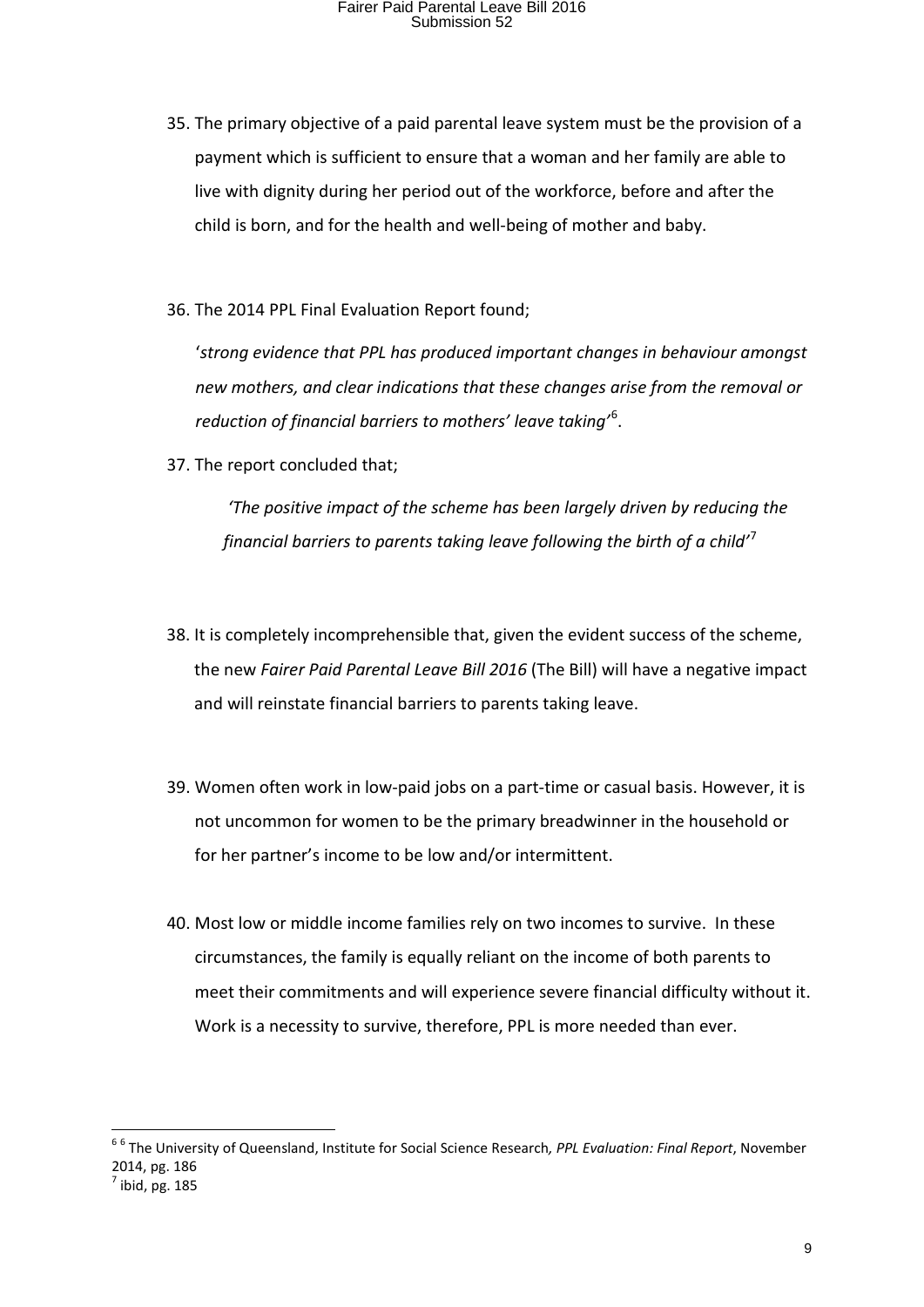35. The primary objective of a paid parental leave system must be the provision of a payment which is sufficient to ensure that a woman and her family are able to live with dignity during her period out of the workforce, before and after the child is born, and for the health and well-being of mother and baby.

36. The 2014 PPL Final Evaluation Report found;

    '*strong evidence that PPL has produced important changes in behaviour amongst new mothers, and clear indications that these changes arise from the removal or reduction of financial barriers to mothers' leave taking'*[6].

37. The report concluded that;

    *'The positive impact of the scheme has been largely driven by reducing the financial barriers to parents taking leave following the birth of a child'*[7]

38. It is completely incomprehensible that, given the evident success of the scheme, the new *Fairer Paid Parental Leave Bill 2016* (The Bill) will have a negative impact and will reinstate financial barriers to parents taking leave.

39. Women often work in low-paid jobs on a part-time or casual basis. However, it is not uncommon for women to be the primary breadwinner in the household or for her partner's income to be low and/or intermittent.

40. Most low or middle income families rely on two incomes to survive. In these circumstances, the family is equally reliant on the income of both parents to meet their commitments and will experience severe financial difficulty without it. Work is a necessity to survive, therefore, PPL is more needed than ever.

---

[6] [6] The University of Queensland, Institute for Social Science Research*, PPL Evaluation: Final Report*, November 2014, pg. 186

[7] ibid, pg. 185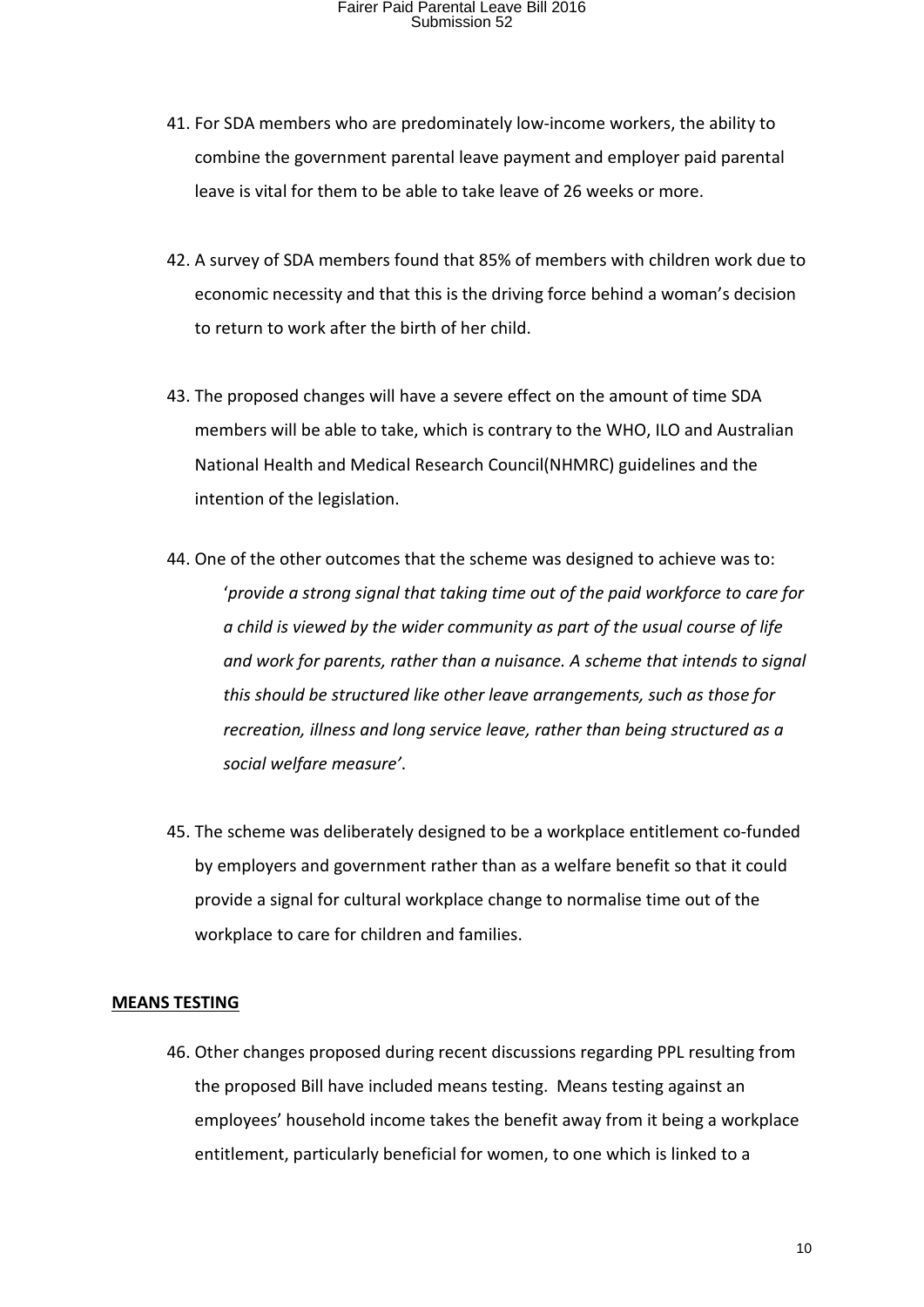41. For SDA members who are predominately low-income workers, the ability to combine the government parental leave payment and employer paid parental leave is vital for them to be able to take leave of 26 weeks or more.

42. A survey of SDA members found that 85% of members with children work due to economic necessity and that this is the driving force behind a woman's decision to return to work after the birth of her child.

43. The proposed changes will have a severe effect on the amount of time SDA members will be able to take, which is contrary to the WHO, ILO and Australian National Health and Medical Research Council(NHMRC) guidelines and the intention of the legislation.

44. One of the other outcomes that the scheme was designed to achieve was to:

    '*provide a strong signal that taking time out of the paid workforce to care for a child is viewed by the wider community as part of the usual course of life and work for parents, rather than a nuisance. A scheme that intends to signal this should be structured like other leave arrangements, such as those for recreation, illness and long service leave, rather than being structured as a social welfare measure'*.

45. The scheme was deliberately designed to be a workplace entitlement co-funded by employers and government rather than as a welfare benefit so that it could provide a signal for cultural workplace change to normalise time out of the workplace to care for children and families.

## MEANS TESTING

46. Other changes proposed during recent discussions regarding PPL resulting from the proposed Bill have included means testing. Means testing against an employees' household income takes the benefit away from it being a workplace entitlement, particularly beneficial for women, to one which is linked to a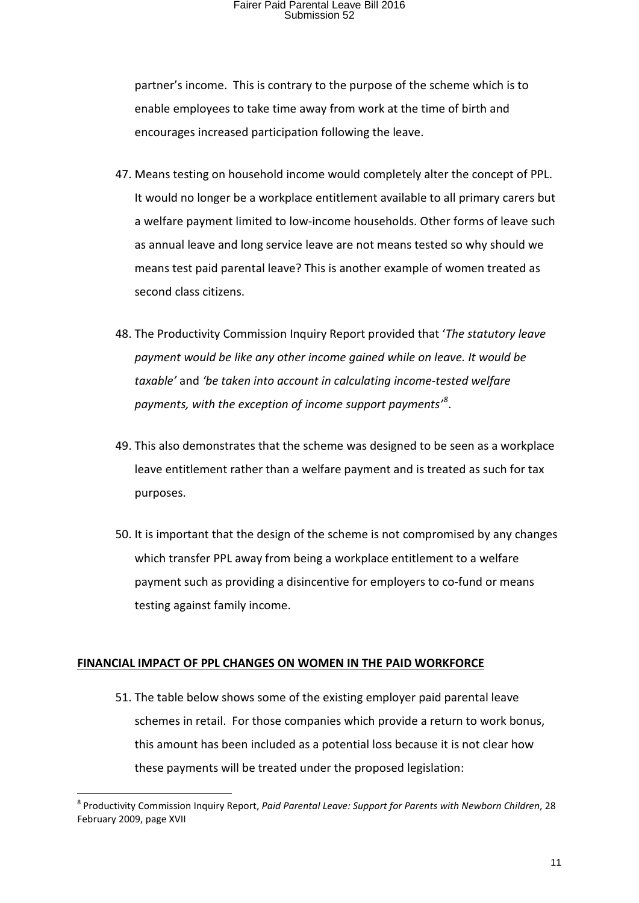partner's income. This is contrary to the purpose of the scheme which is to enable employees to take time away from work at the time of birth and encourages increased participation following the leave.

47. Means testing on household income would completely alter the concept of PPL. It would no longer be a workplace entitlement available to all primary carers but a welfare payment limited to low-income households. Other forms of leave such as annual leave and long service leave are not means tested so why should we means test paid parental leave? This is another example of women treated as second class citizens.

48. The Productivity Commission Inquiry Report provided that '*The statutory leave payment would be like any other income gained while on leave. It would be taxable'* and *'be taken into account in calculating income-tested welfare payments, with the exception of income support payments'*[8].

49. This also demonstrates that the scheme was designed to be seen as a workplace leave entitlement rather than a welfare payment and is treated as such for tax purposes.

50. It is important that the design of the scheme is not compromised by any changes which transfer PPL away from being a workplace entitlement to a welfare payment such as providing a disincentive for employers to co-fund or means testing against family income.

**FINANCIAL IMPACT OF PPL CHANGES ON WOMEN IN THE PAID WORKFORCE**

51. The table below shows some of the existing employer paid parental leave schemes in retail. For those companies which provide a return to work bonus, this amount has been included as a potential loss because it is not clear how these payments will be treated under the proposed legislation:

[8] Productivity Commission Inquiry Report, *Paid Parental Leave: Support for Parents with Newborn Children*, 28 February 2009, page XVII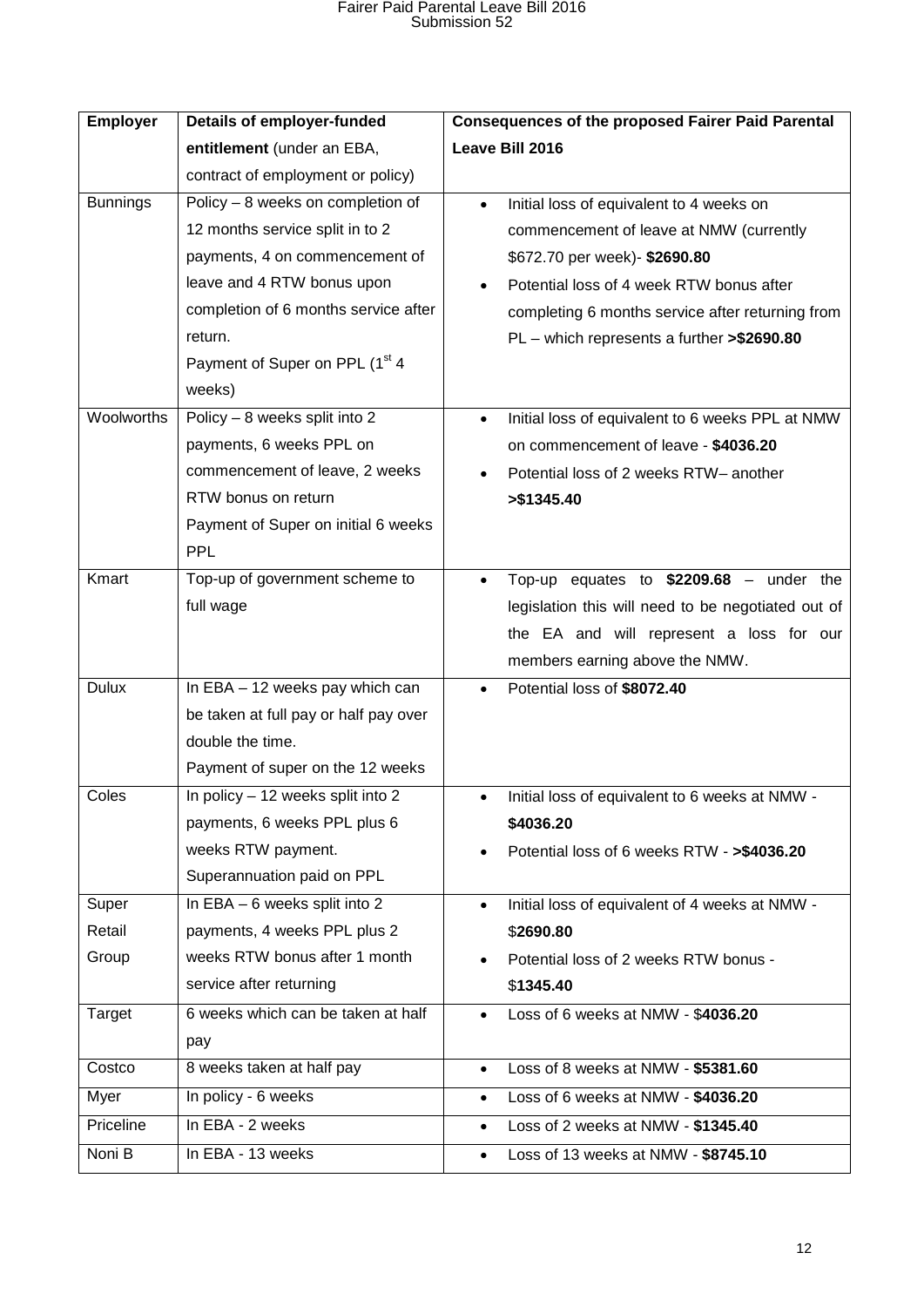| Employer | Details of employer-funded **entitlement** (under an EBA, contract of employment or policy) | Consequences of the proposed Fairer Paid Parental Leave Bill 2016 |
|---|---|---|
| Bunnings | Policy – 8 weeks on completion of 12 months service split in to 2 payments, 4 on commencement of leave and 4 RTW bonus upon completion of 6 months service after return.<br>Payment of Super on PPL (1st 4 weeks) | • Initial loss of equivalent to 4 weeks on commencement of leave at NMW (currently $672.70 per week)- **$2690.80**<br>• Potential loss of 4 week RTW bonus after completing 6 months service after returning from PL – which represents a further **>$2690.80** |
| Woolworths | Policy – 8 weeks split into 2 payments, 6 weeks PPL on commencement of leave, 2 weeks RTW bonus on return<br>Payment of Super on initial 6 weeks PPL | • Initial loss of equivalent to 6 weeks PPL at NMW on commencement of leave - **$4036.20**<br>• Potential loss of 2 weeks RTW– another **>$1345.40** |
| Kmart | Top-up of government scheme to full wage | • Top-up equates to **$2209.68** – under the legislation this will need to be negotiated out of the EA and will represent a loss for our members earning above the NMW. |
| Dulux | In EBA – 12 weeks pay which can be taken at full pay or half pay over double the time.<br>Payment of super on the 12 weeks | • Potential loss of **$8072.40** |
| Coles | In policy – 12 weeks split into 2 payments, 6 weeks PPL plus 6 weeks RTW payment.<br>Superannuation paid on PPL | • Initial loss of equivalent to 6 weeks at NMW - **$4036.20**<br>• Potential loss of 6 weeks RTW - **>$4036.20** |
| Super Retail Group | In EBA – 6 weeks split into 2 payments, 4 weeks PPL plus 2 weeks RTW bonus after 1 month service after returning | • Initial loss of equivalent of 4 weeks at NMW - $**2690.80**<br>• Potential loss of 2 weeks RTW bonus - $**1345.40** |
| Target | 6 weeks which can be taken at half pay | • Loss of 6 weeks at NMW - $**4036.20** |
| Costco | 8 weeks taken at half pay | • Loss of 8 weeks at NMW - **$5381.60** |
| Myer | In policy - 6 weeks | • Loss of 6 weeks at NMW - **$4036.20** |
| Priceline | In EBA - 2 weeks | • Loss of 2 weeks at NMW - **$1345.40** |
| Noni B | In EBA - 13 weeks | • Loss of 13 weeks at NMW - **$8745.10** |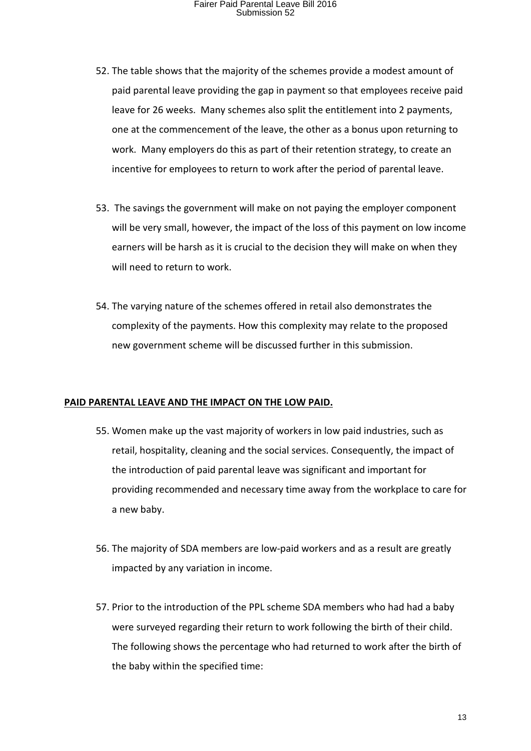52. The table shows that the majority of the schemes provide a modest amount of paid parental leave providing the gap in payment so that employees receive paid leave for 26 weeks. Many schemes also split the entitlement into 2 payments, one at the commencement of the leave, the other as a bonus upon returning to work. Many employers do this as part of their retention strategy, to create an incentive for employees to return to work after the period of parental leave.

53. The savings the government will make on not paying the employer component will be very small, however, the impact of the loss of this payment on low income earners will be harsh as it is crucial to the decision they will make on when they will need to return to work.

54. The varying nature of the schemes offered in retail also demonstrates the complexity of the payments. How this complexity may relate to the proposed new government scheme will be discussed further in this submission.

## PAID PARENTAL LEAVE AND THE IMPACT ON THE LOW PAID.

55. Women make up the vast majority of workers in low paid industries, such as retail, hospitality, cleaning and the social services. Consequently, the impact of the introduction of paid parental leave was significant and important for providing recommended and necessary time away from the workplace to care for a new baby.

56. The majority of SDA members are low-paid workers and as a result are greatly impacted by any variation in income.

57. Prior to the introduction of the PPL scheme SDA members who had had a baby were surveyed regarding their return to work following the birth of their child. The following shows the percentage who had returned to work after the birth of the baby within the specified time: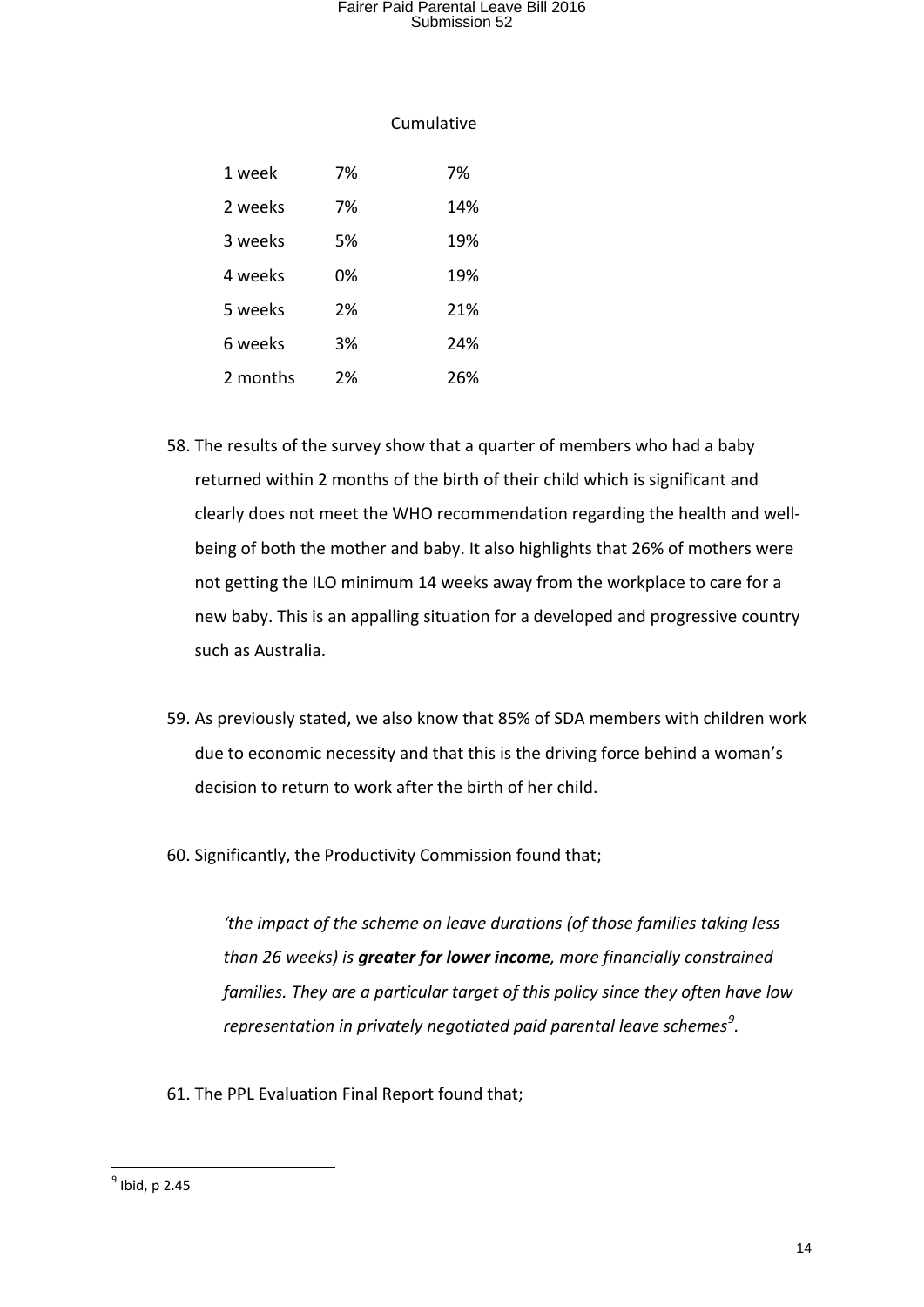| | | Cumulative |
|---|---|---|
| 1 week | 7% | 7% |
| 2 weeks | 7% | 14% |
| 3 weeks | 5% | 19% |
| 4 weeks | 0% | 19% |
| 5 weeks | 2% | 21% |
| 6 weeks | 3% | 24% |
| 2 months | 2% | 26% |

58. The results of the survey show that a quarter of members who had a baby returned within 2 months of the birth of their child which is significant and clearly does not meet the WHO recommendation regarding the health and well-being of both the mother and baby. It also highlights that 26% of mothers were not getting the ILO minimum 14 weeks away from the workplace to care for a new baby. This is an appalling situation for a developed and progressive country such as Australia.

59. As previously stated, we also know that 85% of SDA members with children work due to economic necessity and that this is the driving force behind a woman's decision to return to work after the birth of her child.

60. Significantly, the Productivity Commission found that;

    *'the impact of the scheme on leave durations (of those families taking less than 26 weeks) is* ***greater for lower income****, more financially constrained families. They are a particular target of this policy since they often have low representation in privately negotiated paid parental leave schemes*[9]*.*

61. The PPL Evaluation Final Report found that;

[9] Ibid, p 2.45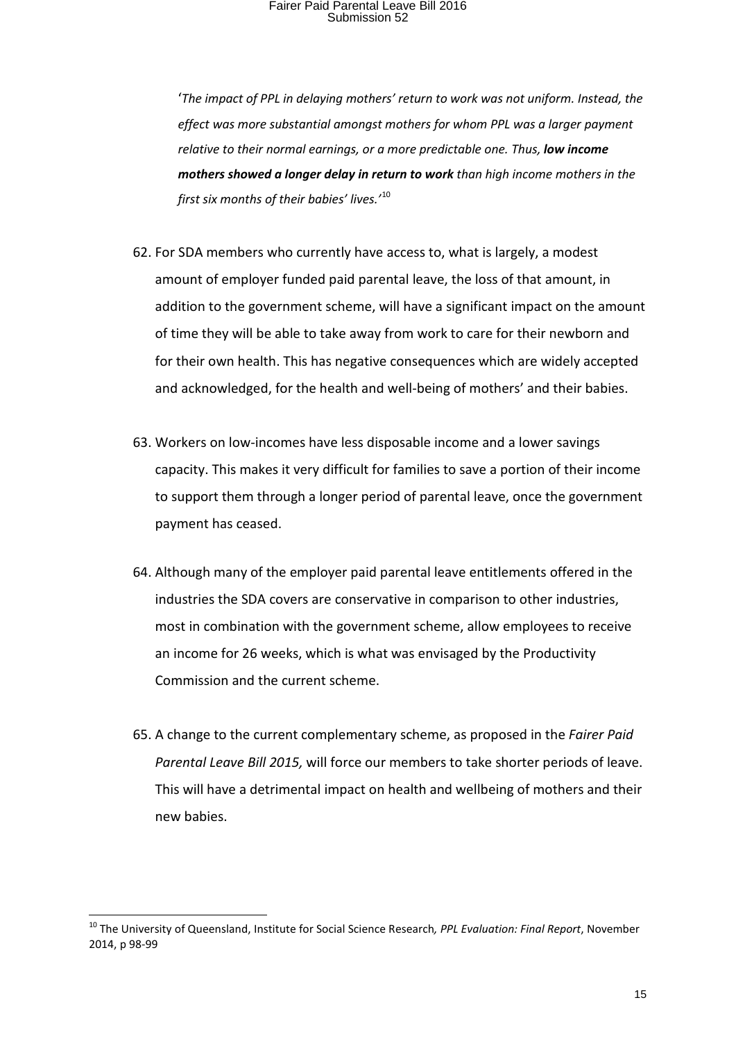'*The impact of PPL in delaying mothers' return to work was not uniform. Instead, the effect was more substantial amongst mothers for whom PPL was a larger payment relative to their normal earnings, or a more predictable one. Thus, **low income mothers showed a longer delay in return to work** than high income mothers in the first six months of their babies' lives.*'[10]

62. For SDA members who currently have access to, what is largely, a modest amount of employer funded paid parental leave, the loss of that amount, in addition to the government scheme, will have a significant impact on the amount of time they will be able to take away from work to care for their newborn and for their own health. This has negative consequences which are widely accepted and acknowledged, for the health and well-being of mothers' and their babies.

63. Workers on low-incomes have less disposable income and a lower savings capacity. This makes it very difficult for families to save a portion of their income to support them through a longer period of parental leave, once the government payment has ceased.

64. Although many of the employer paid parental leave entitlements offered in the industries the SDA covers are conservative in comparison to other industries, most in combination with the government scheme, allow employees to receive an income for 26 weeks, which is what was envisaged by the Productivity Commission and the current scheme.

65. A change to the current complementary scheme, as proposed in the *Fairer Paid Parental Leave Bill 2015,* will force our members to take shorter periods of leave. This will have a detrimental impact on health and wellbeing of mothers and their new babies.

---

[10] The University of Queensland, Institute for Social Science Research*, PPL Evaluation: Final Report*, November 2014, p 98-99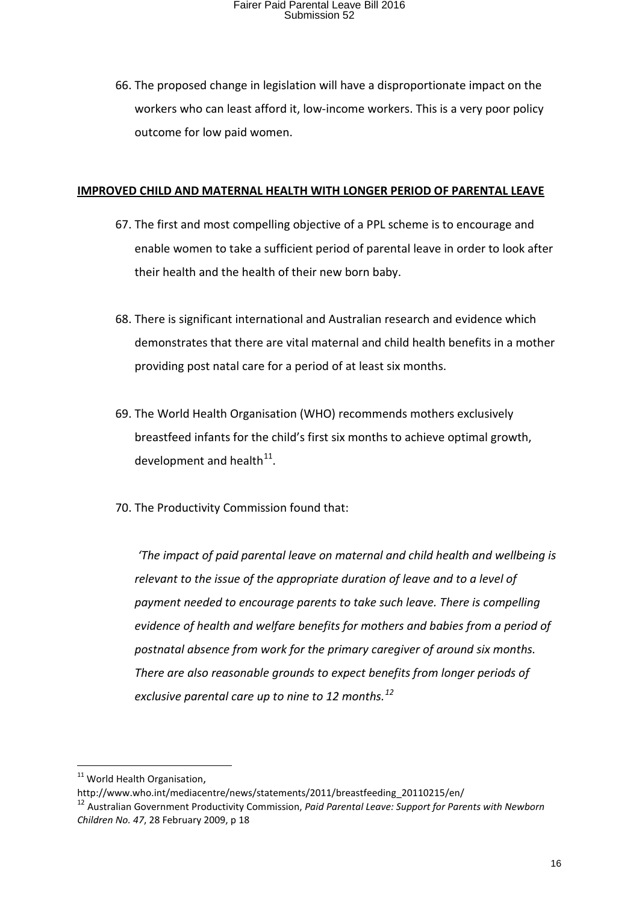66. The proposed change in legislation will have a disproportionate impact on the workers who can least afford it, low-income workers. This is a very poor policy outcome for low paid women.

## IMPROVED CHILD AND MATERNAL HEALTH WITH LONGER PERIOD OF PARENTAL LEAVE

67. The first and most compelling objective of a PPL scheme is to encourage and enable women to take a sufficient period of parental leave in order to look after their health and the health of their new born baby.

68. There is significant international and Australian research and evidence which demonstrates that there are vital maternal and child health benefits in a mother providing post natal care for a period of at least six months.

69. The World Health Organisation (WHO) recommends mothers exclusively breastfeed infants for the child's first six months to achieve optimal growth, development and health[11].

70. The Productivity Commission found that:

    *'The impact of paid parental leave on maternal and child health and wellbeing is relevant to the issue of the appropriate duration of leave and to a level of payment needed to encourage parents to take such leave. There is compelling evidence of health and welfare benefits for mothers and babies from a period of postnatal absence from work for the primary caregiver of around six months. There are also reasonable grounds to expect benefits from longer periods of exclusive parental care up to nine to 12 months.*[12]

---

[11] World Health Organisation, http://www.who.int/mediacentre/news/statements/2011/breastfeeding_20110215/en/

[12] Australian Government Productivity Commission, *Paid Parental Leave: Support for Parents with Newborn Children No. 47*, 28 February 2009, p 18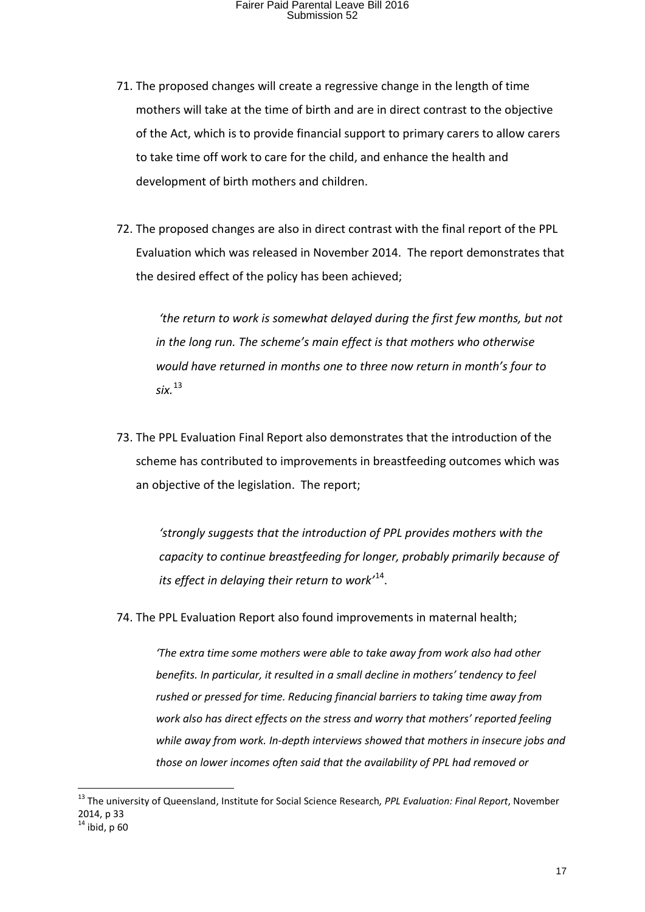71. The proposed changes will create a regressive change in the length of time mothers will take at the time of birth and are in direct contrast to the objective of the Act, which is to provide financial support to primary carers to allow carers to take time off work to care for the child, and enhance the health and development of birth mothers and children.

72. The proposed changes are also in direct contrast with the final report of the PPL Evaluation which was released in November 2014. The report demonstrates that the desired effect of the policy has been achieved;

    *'the return to work is somewhat delayed during the first few months, but not in the long run. The scheme's main effect is that mothers who otherwise would have returned in months one to three now return in month's four to six.*[13]

73. The PPL Evaluation Final Report also demonstrates that the introduction of the scheme has contributed to improvements in breastfeeding outcomes which was an objective of the legislation. The report;

    *'strongly suggests that the introduction of PPL provides mothers with the capacity to continue breastfeeding for longer, probably primarily because of its effect in delaying their return to work'*[14].

74. The PPL Evaluation Report also found improvements in maternal health;

    *'The extra time some mothers were able to take away from work also had other benefits. In particular, it resulted in a small decline in mothers' tendency to feel rushed or pressed for time. Reducing financial barriers to taking time away from work also has direct effects on the stress and worry that mothers' reported feeling while away from work. In-depth interviews showed that mothers in insecure jobs and those on lower incomes often said that the availability of PPL had removed or*

---

[13] The university of Queensland, Institute for Social Science Research*, PPL Evaluation: Final Report*, November 2014, p 33

[14] ibid, p 60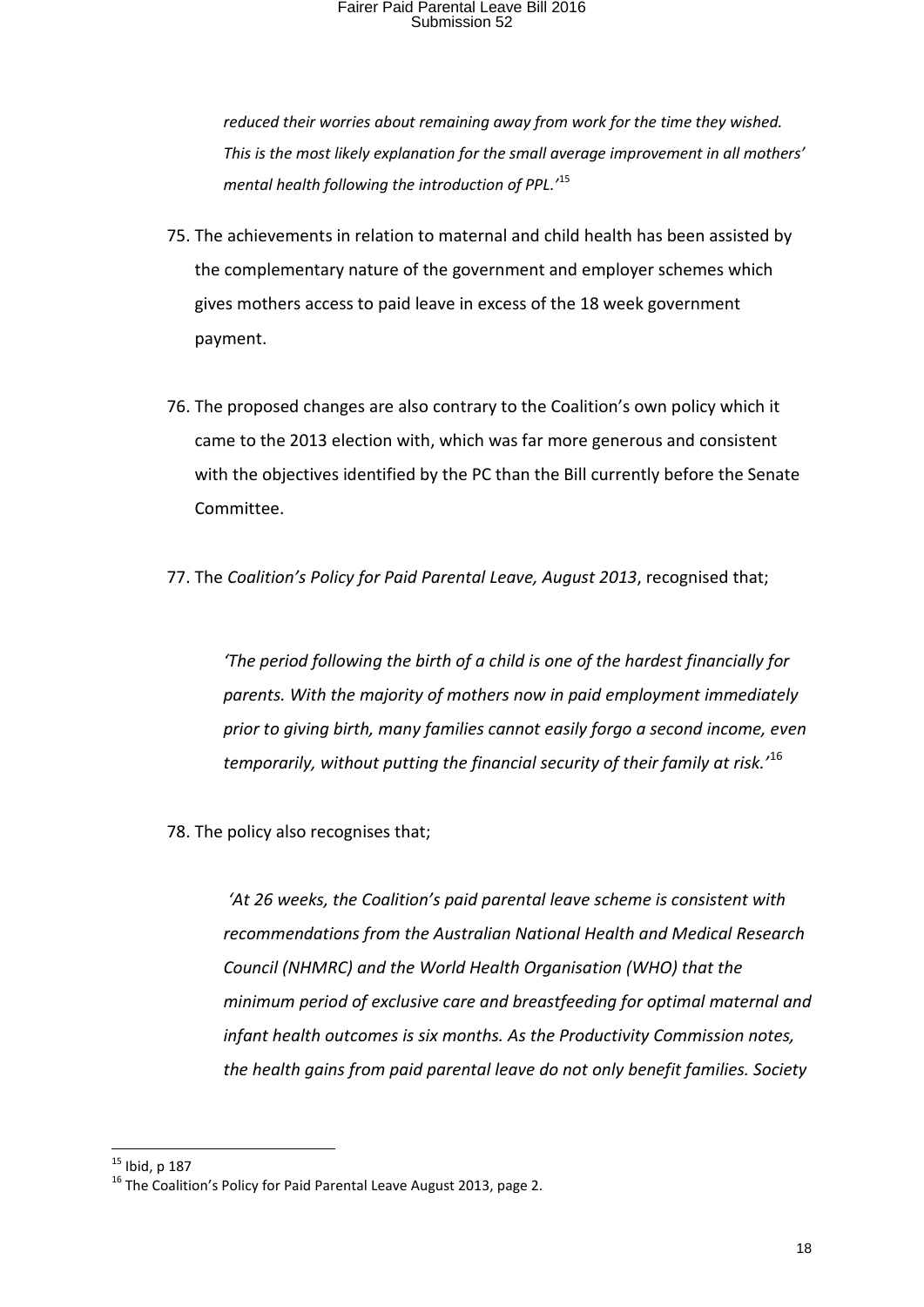*reduced their worries about remaining away from work for the time they wished. This is the most likely explanation for the small average improvement in all mothers' mental health following the introduction of PPL.'*[15]

75. The achievements in relation to maternal and child health has been assisted by the complementary nature of the government and employer schemes which gives mothers access to paid leave in excess of the 18 week government payment.

76. The proposed changes are also contrary to the Coalition's own policy which it came to the 2013 election with, which was far more generous and consistent with the objectives identified by the PC than the Bill currently before the Senate Committee.

77. The *Coalition's Policy for Paid Parental Leave, August 2013*, recognised that;

> *'The period following the birth of a child is one of the hardest financially for parents. With the majority of mothers now in paid employment immediately prior to giving birth, many families cannot easily forgo a second income, even temporarily, without putting the financial security of their family at risk.'*[16]

78. The policy also recognises that;

> *'At 26 weeks, the Coalition's paid parental leave scheme is consistent with recommendations from the Australian National Health and Medical Research Council (NHMRC) and the World Health Organisation (WHO) that the minimum period of exclusive care and breastfeeding for optimal maternal and infant health outcomes is six months. As the Productivity Commission notes, the health gains from paid parental leave do not only benefit families. Society*

---

[15] Ibid, p 187

[16] The Coalition's Policy for Paid Parental Leave August 2013, page 2.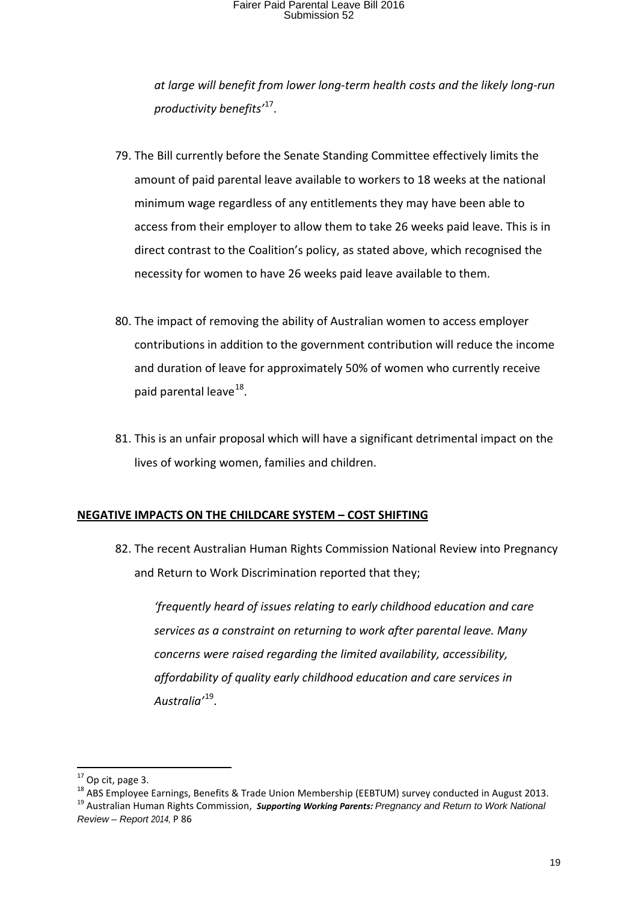*at large will benefit from lower long-term health costs and the likely long-run productivity benefits'*[17].

79. The Bill currently before the Senate Standing Committee effectively limits the amount of paid parental leave available to workers to 18 weeks at the national minimum wage regardless of any entitlements they may have been able to access from their employer to allow them to take 26 weeks paid leave. This is in direct contrast to the Coalition's policy, as stated above, which recognised the necessity for women to have 26 weeks paid leave available to them.

80. The impact of removing the ability of Australian women to access employer contributions in addition to the government contribution will reduce the income and duration of leave for approximately 50% of women who currently receive paid parental leave[18].

81. This is an unfair proposal which will have a significant detrimental impact on the lives of working women, families and children.

**NEGATIVE IMPACTS ON THE CHILDCARE SYSTEM – COST SHIFTING**

82. The recent Australian Human Rights Commission National Review into Pregnancy and Return to Work Discrimination reported that they;

    *'frequently heard of issues relating to early childhood education and care services as a constraint on returning to work after parental leave. Many concerns were raised regarding the limited availability, accessibility, affordability of quality early childhood education and care services in Australia'*[19].

---

[17] Op cit, page 3.

[18] ABS Employee Earnings, Benefits & Trade Union Membership (EEBTUM) survey conducted in August 2013.

[19] Australian Human Rights Commission, ***Supporting Working Parents:*** *Pregnancy and Return to Work National Review – Report 2014*, P 86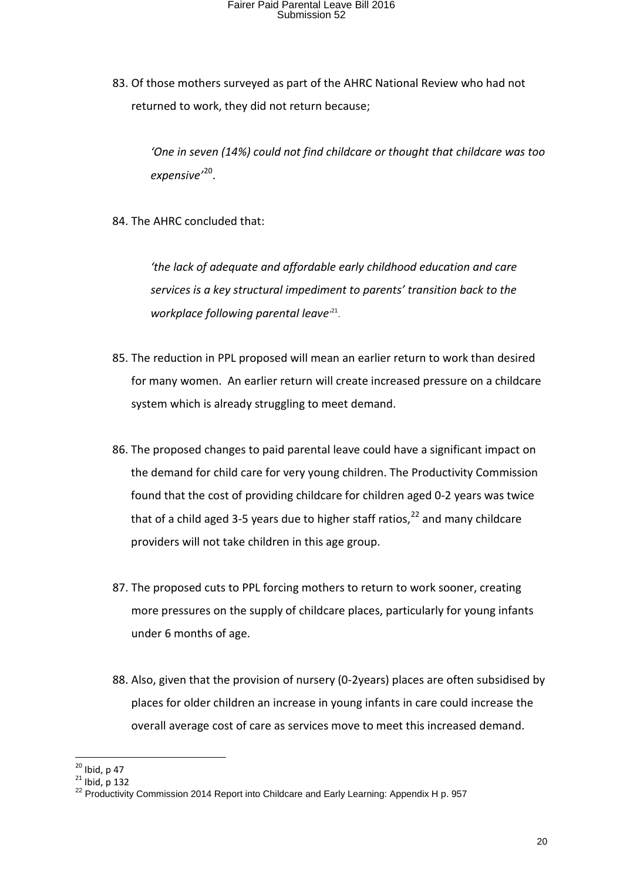83. Of those mothers surveyed as part of the AHRC National Review who had not returned to work, they did not return because;

    *'One in seven (14%) could not find childcare or thought that childcare was too expensive'*[20].

84. The AHRC concluded that:

    *'the lack of adequate and affordable early childhood education and care services is a key structural impediment to parents' transition back to the workplace following parental leave'*[21].

85. The reduction in PPL proposed will mean an earlier return to work than desired for many women. An earlier return will create increased pressure on a childcare system which is already struggling to meet demand.

86. The proposed changes to paid parental leave could have a significant impact on the demand for child care for very young children. The Productivity Commission found that the cost of providing childcare for children aged 0-2 years was twice that of a child aged 3-5 years due to higher staff ratios,[22] and many childcare providers will not take children in this age group.

87. The proposed cuts to PPL forcing mothers to return to work sooner, creating more pressures on the supply of childcare places, particularly for young infants under 6 months of age.

88. Also, given that the provision of nursery (0-2years) places are often subsidised by places for older children an increase in young infants in care could increase the overall average cost of care as services move to meet this increased demand.

---

[20] Ibid, p 47

[21] Ibid, p 132

[22] Productivity Commission 2014 Report into Childcare and Early Learning: Appendix H p. 957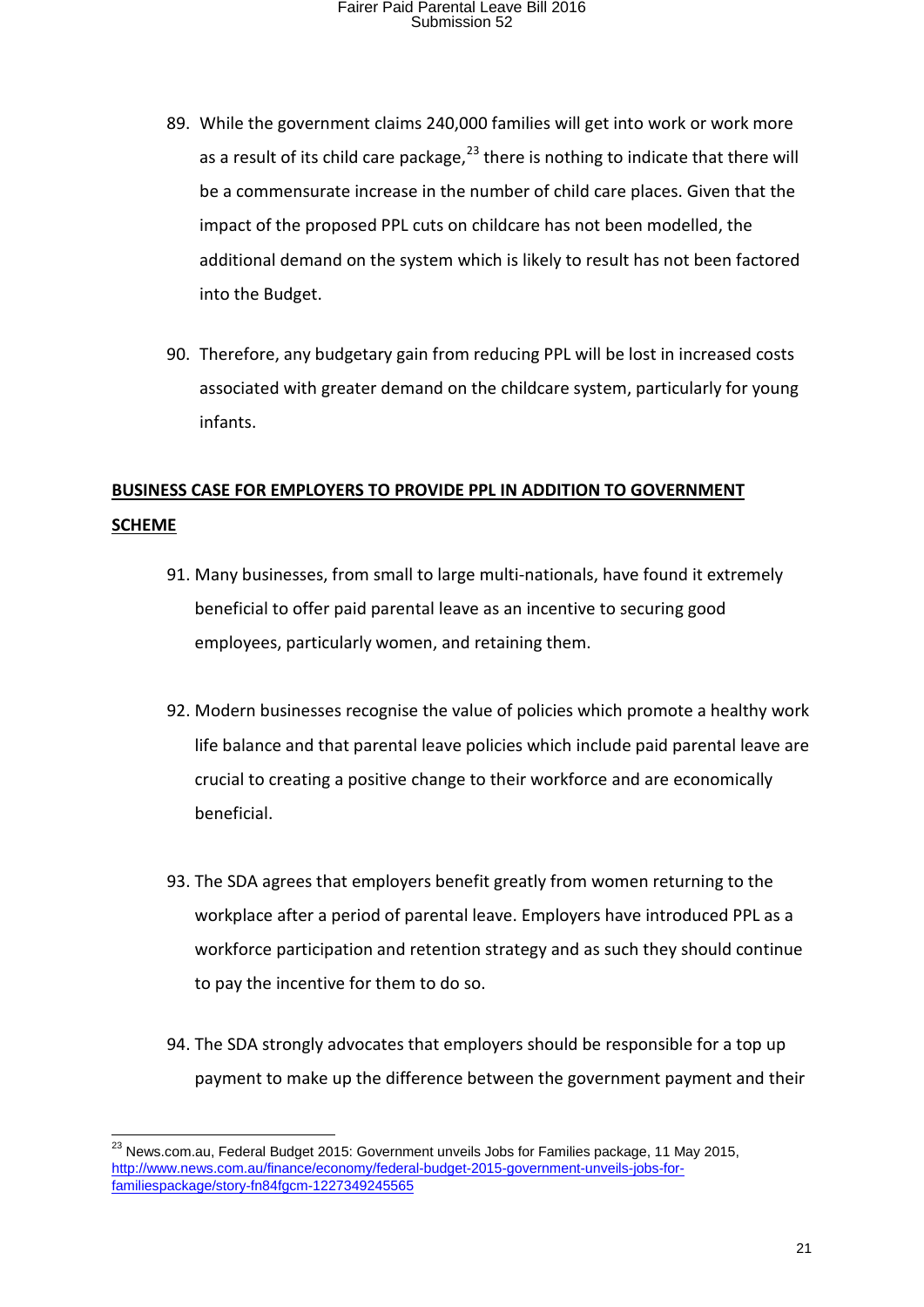89. While the government claims 240,000 families will get into work or work more as a result of its child care package,[23] there is nothing to indicate that there will be a commensurate increase in the number of child care places. Given that the impact of the proposed PPL cuts on childcare has not been modelled, the additional demand on the system which is likely to result has not been factored into the Budget.

90. Therefore, any budgetary gain from reducing PPL will be lost in increased costs associated with greater demand on the childcare system, particularly for young infants.

**BUSINESS CASE FOR EMPLOYERS TO PROVIDE PPL IN ADDITION TO GOVERNMENT SCHEME**

91. Many businesses, from small to large multi-nationals, have found it extremely beneficial to offer paid parental leave as an incentive to securing good employees, particularly women, and retaining them.

92. Modern businesses recognise the value of policies which promote a healthy work life balance and that parental leave policies which include paid parental leave are crucial to creating a positive change to their workforce and are economically beneficial.

93. The SDA agrees that employers benefit greatly from women returning to the workplace after a period of parental leave. Employers have introduced PPL as a workforce participation and retention strategy and as such they should continue to pay the incentive for them to do so.

94. The SDA strongly advocates that employers should be responsible for a top up payment to make up the difference between the government payment and their

---

[23] News.com.au, Federal Budget 2015: Government unveils Jobs for Families package, 11 May 2015, http://www.news.com.au/finance/economy/federal-budget-2015-government-unveils-jobs-for-familiespackage/story-fn84fgcm-1227349245565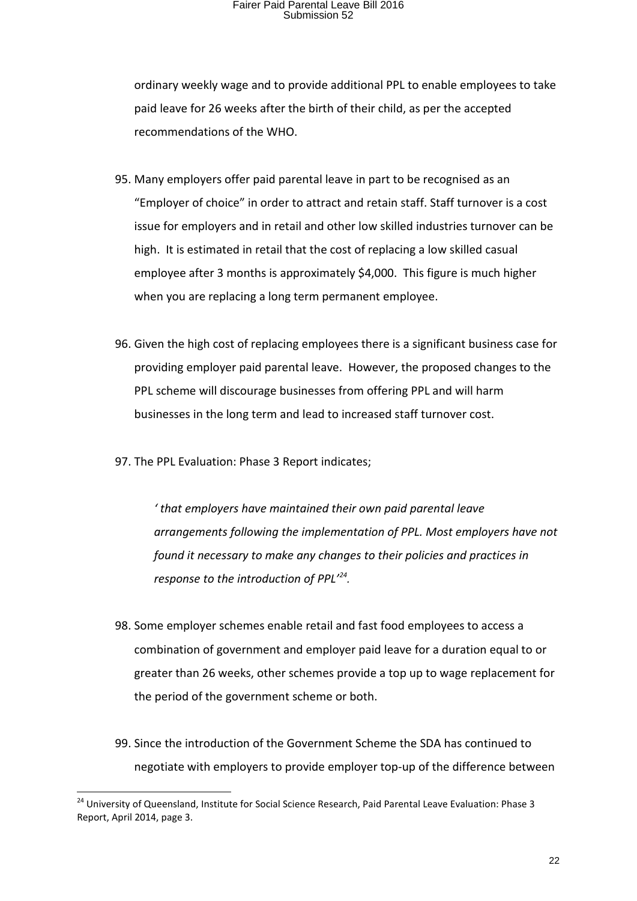ordinary weekly wage and to provide additional PPL to enable employees to take paid leave for 26 weeks after the birth of their child, as per the accepted recommendations of the WHO.

95. Many employers offer paid parental leave in part to be recognised as an "Employer of choice" in order to attract and retain staff. Staff turnover is a cost issue for employers and in retail and other low skilled industries turnover can be high. It is estimated in retail that the cost of replacing a low skilled casual employee after 3 months is approximately $4,000. This figure is much higher when you are replacing a long term permanent employee.

96. Given the high cost of replacing employees there is a significant business case for providing employer paid parental leave. However, the proposed changes to the PPL scheme will discourage businesses from offering PPL and will harm businesses in the long term and lead to increased staff turnover cost.

97. The PPL Evaluation: Phase 3 Report indicates;

    *' that employers have maintained their own paid parental leave arrangements following the implementation of PPL. Most employers have not found it necessary to make any changes to their policies and practices in response to the introduction of PPL'*[24]*.*

98. Some employer schemes enable retail and fast food employees to access a combination of government and employer paid leave for a duration equal to or greater than 26 weeks, other schemes provide a top up to wage replacement for the period of the government scheme or both.

99. Since the introduction of the Government Scheme the SDA has continued to negotiate with employers to provide employer top-up of the difference between

---

[24] University of Queensland, Institute for Social Science Research, Paid Parental Leave Evaluation: Phase 3 Report, April 2014, page 3.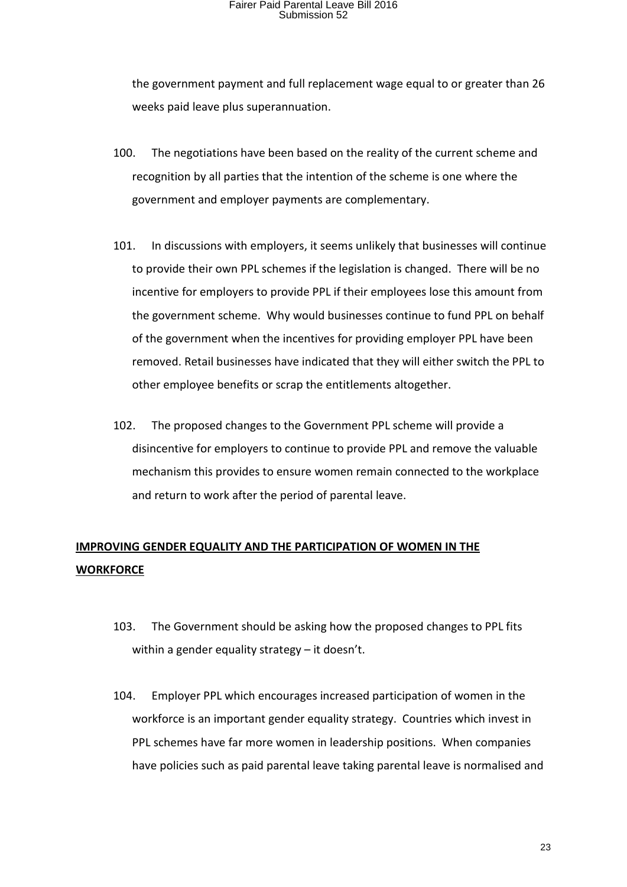the government payment and full replacement wage equal to or greater than 26 weeks paid leave plus superannuation.

100. The negotiations have been based on the reality of the current scheme and recognition by all parties that the intention of the scheme is one where the government and employer payments are complementary.

101. In discussions with employers, it seems unlikely that businesses will continue to provide their own PPL schemes if the legislation is changed. There will be no incentive for employers to provide PPL if their employees lose this amount from the government scheme. Why would businesses continue to fund PPL on behalf of the government when the incentives for providing employer PPL have been removed. Retail businesses have indicated that they will either switch the PPL to other employee benefits or scrap the entitlements altogether.

102. The proposed changes to the Government PPL scheme will provide a disincentive for employers to continue to provide PPL and remove the valuable mechanism this provides to ensure women remain connected to the workplace and return to work after the period of parental leave.

## **IMPROVING GENDER EQUALITY AND THE PARTICIPATION OF WOMEN IN THE WORKFORCE**

103. The Government should be asking how the proposed changes to PPL fits within a gender equality strategy – it doesn't.

104. Employer PPL which encourages increased participation of women in the workforce is an important gender equality strategy. Countries which invest in PPL schemes have far more women in leadership positions. When companies have policies such as paid parental leave taking parental leave is normalised and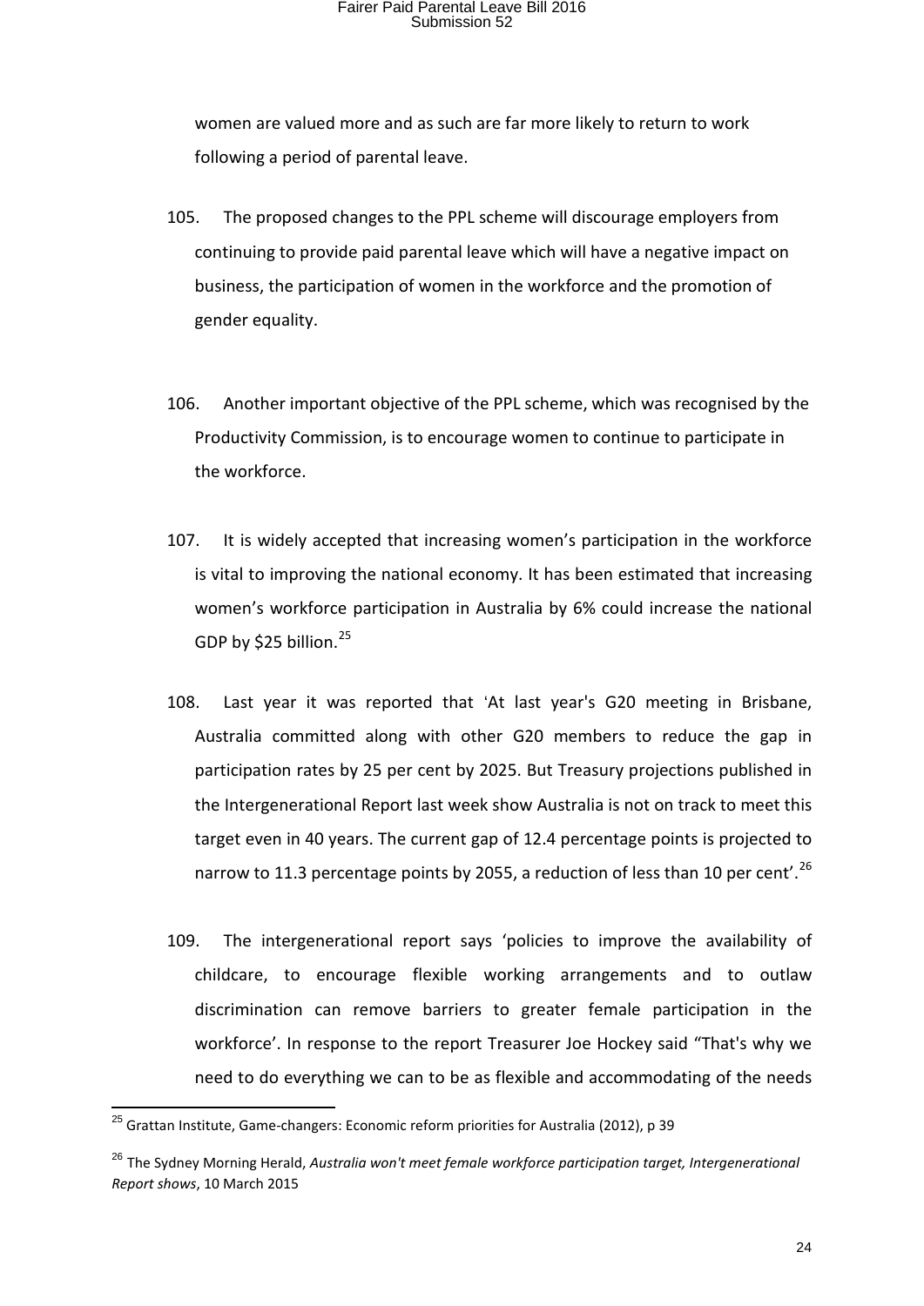women are valued more and as such are far more likely to return to work following a period of parental leave.

105. The proposed changes to the PPL scheme will discourage employers from continuing to provide paid parental leave which will have a negative impact on business, the participation of women in the workforce and the promotion of gender equality.

106. Another important objective of the PPL scheme, which was recognised by the Productivity Commission, is to encourage women to continue to participate in the workforce.

107. It is widely accepted that increasing women's participation in the workforce is vital to improving the national economy. It has been estimated that increasing women's workforce participation in Australia by 6% could increase the national GDP by $25 billion.[25]

108. Last year it was reported that 'At last year's G20 meeting in Brisbane, Australia committed along with other G20 members to reduce the gap in participation rates by 25 per cent by 2025. But Treasury projections published in the Intergenerational Report last week show Australia is not on track to meet this target even in 40 years. The current gap of 12.4 percentage points is projected to narrow to 11.3 percentage points by 2055, a reduction of less than 10 per cent'.[26]

109. The intergenerational report says 'policies to improve the availability of childcare, to encourage flexible working arrangements and to outlaw discrimination can remove barriers to greater female participation in the workforce'. In response to the report Treasurer Joe Hockey said "That's why we need to do everything we can to be as flexible and accommodating of the needs

---

[25] Grattan Institute, Game-changers: Economic reform priorities for Australia (2012), p 39

[26] The Sydney Morning Herald, *Australia won't meet female workforce participation target, Intergenerational Report shows*, 10 March 2015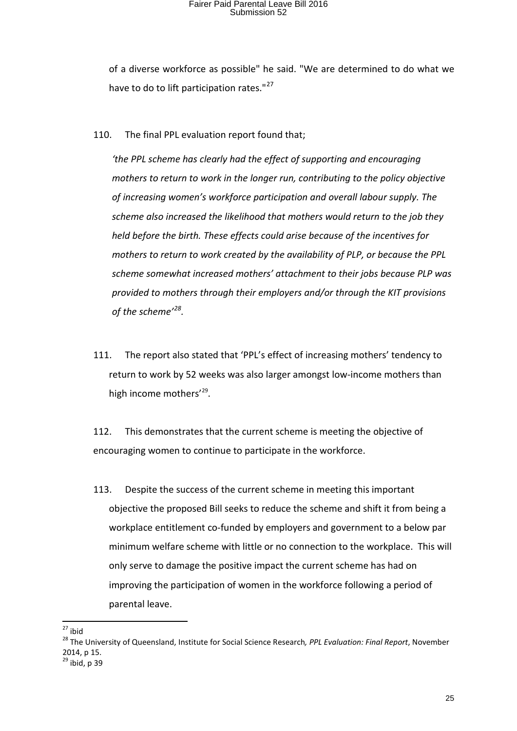of a diverse workforce as possible" he said. "We are determined to do what we have to do to lift participation rates."[27]

110. The final PPL evaluation report found that;

*'the PPL scheme has clearly had the effect of supporting and encouraging mothers to return to work in the longer run, contributing to the policy objective of increasing women's workforce participation and overall labour supply. The scheme also increased the likelihood that mothers would return to the job they held before the birth. These effects could arise because of the incentives for mothers to return to work created by the availability of PLP, or because the PPL scheme somewhat increased mothers' attachment to their jobs because PLP was provided to mothers through their employers and/or through the KIT provisions of the scheme'*[28].

111. The report also stated that 'PPL's effect of increasing mothers' tendency to return to work by 52 weeks was also larger amongst low-income mothers than high income mothers'[29].

112. This demonstrates that the current scheme is meeting the objective of encouraging women to continue to participate in the workforce.

113. Despite the success of the current scheme in meeting this important objective the proposed Bill seeks to reduce the scheme and shift it from being a workplace entitlement co-funded by employers and government to a below par minimum welfare scheme with little or no connection to the workplace. This will only serve to damage the positive impact the current scheme has had on improving the participation of women in the workforce following a period of parental leave.

---

[27] ibid

[28] The University of Queensland, Institute for Social Science Research*, PPL Evaluation: Final Report*, November 2014, p 15.

[29] ibid, p 39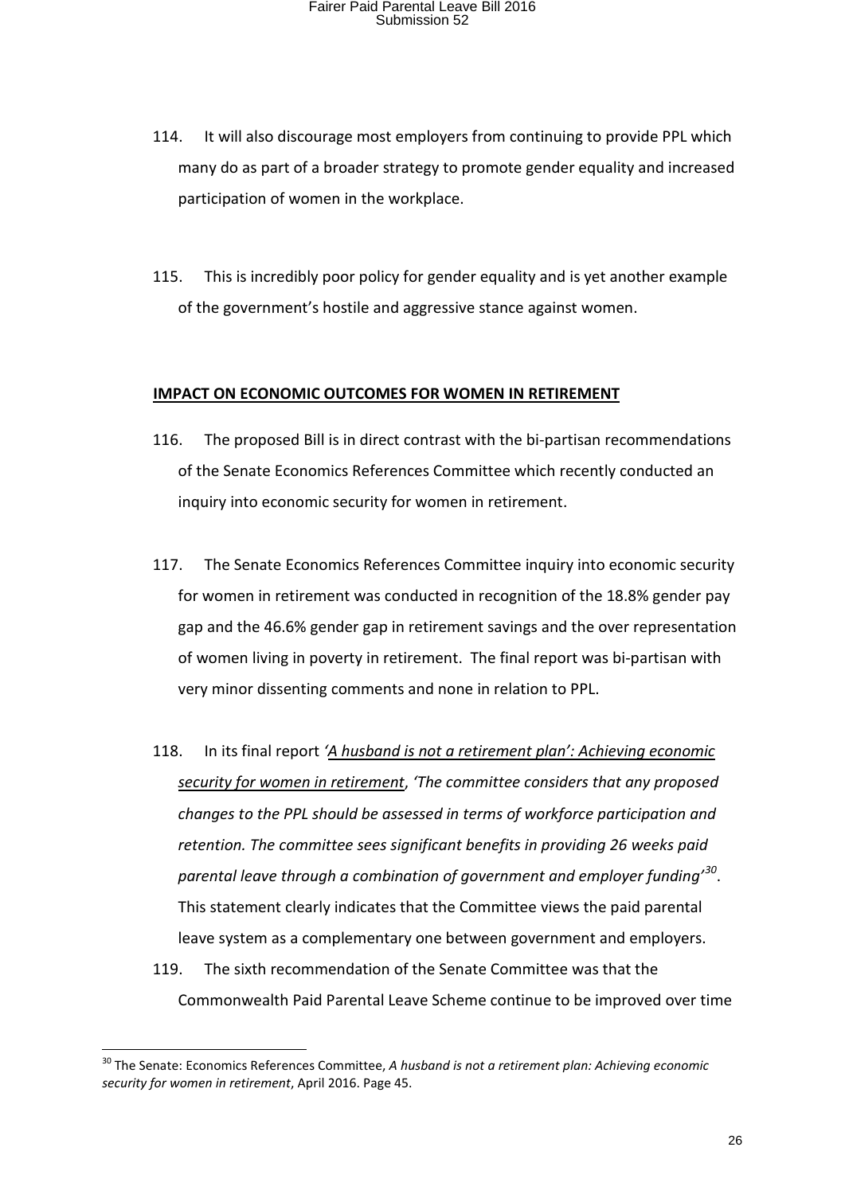114. It will also discourage most employers from continuing to provide PPL which many do as part of a broader strategy to promote gender equality and increased participation of women in the workplace.

115. This is incredibly poor policy for gender equality and is yet another example of the government's hostile and aggressive stance against women.

**IMPACT ON ECONOMIC OUTCOMES FOR WOMEN IN RETIREMENT**

116. The proposed Bill is in direct contrast with the bi-partisan recommendations of the Senate Economics References Committee which recently conducted an inquiry into economic security for women in retirement.

117. The Senate Economics References Committee inquiry into economic security for women in retirement was conducted in recognition of the 18.8% gender pay gap and the 46.6% gender gap in retirement savings and the over representation of women living in poverty in retirement. The final report was bi-partisan with very minor dissenting comments and none in relation to PPL.

118. In its final report *'A husband is not a retirement plan': Achieving economic security for women in retirement*, *'The committee considers that any proposed changes to the PPL should be assessed in terms of workforce participation and retention. The committee sees significant benefits in providing 26 weeks paid parental leave through a combination of government and employer funding'*[30]. This statement clearly indicates that the Committee views the paid parental leave system as a complementary one between government and employers.

119. The sixth recommendation of the Senate Committee was that the Commonwealth Paid Parental Leave Scheme continue to be improved over time

[30] The Senate: Economics References Committee, *A husband is not a retirement plan: Achieving economic security for women in retirement*, April 2016. Page 45.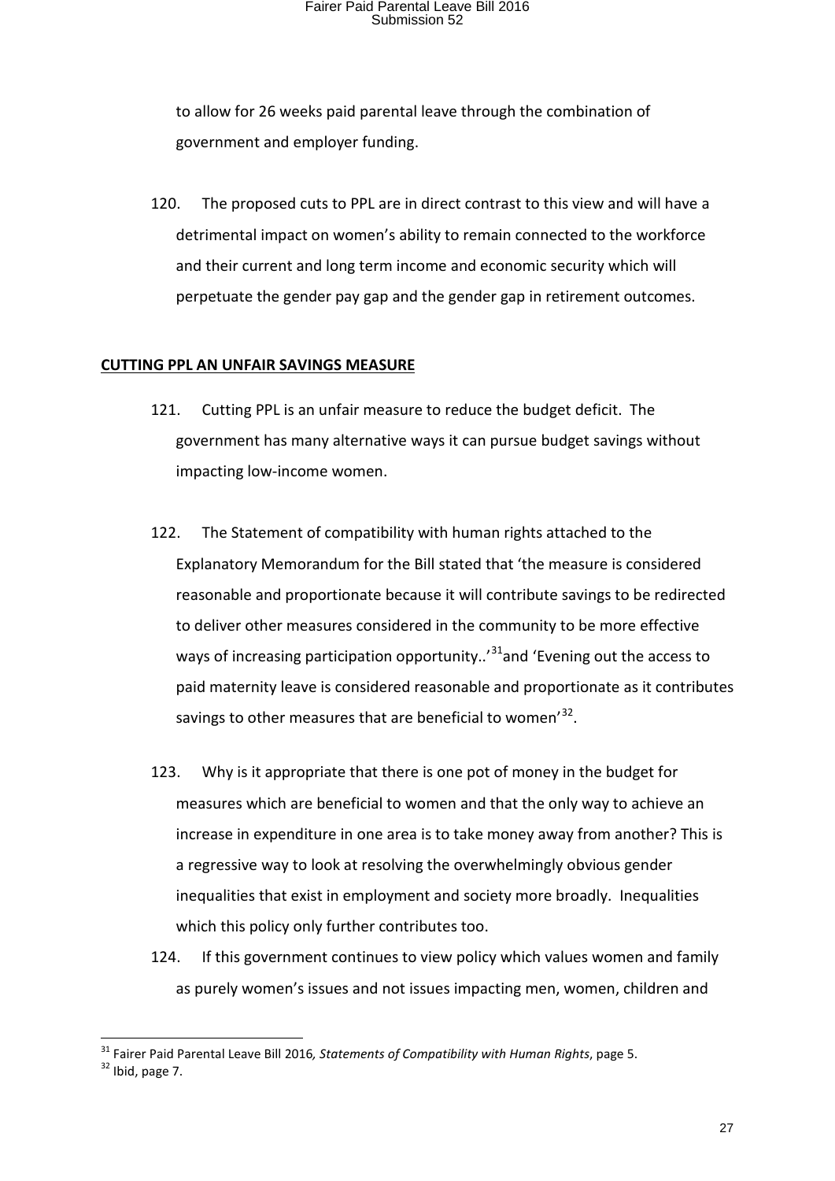to allow for 26 weeks paid parental leave through the combination of government and employer funding.

120. The proposed cuts to PPL are in direct contrast to this view and will have a detrimental impact on women's ability to remain connected to the workforce and their current and long term income and economic security which will perpetuate the gender pay gap and the gender gap in retirement outcomes.

**CUTTING PPL AN UNFAIR SAVINGS MEASURE**

121. Cutting PPL is an unfair measure to reduce the budget deficit. The government has many alternative ways it can pursue budget savings without impacting low-income women.

122. The Statement of compatibility with human rights attached to the Explanatory Memorandum for the Bill stated that 'the measure is considered reasonable and proportionate because it will contribute savings to be redirected to deliver other measures considered in the community to be more effective ways of increasing participation opportunity..'[31]and 'Evening out the access to paid maternity leave is considered reasonable and proportionate as it contributes savings to other measures that are beneficial to women'[32].

123. Why is it appropriate that there is one pot of money in the budget for measures which are beneficial to women and that the only way to achieve an increase in expenditure in one area is to take money away from another? This is a regressive way to look at resolving the overwhelmingly obvious gender inequalities that exist in employment and society more broadly. Inequalities which this policy only further contributes too.

124. If this government continues to view policy which values women and family as purely women's issues and not issues impacting men, women, children and

[31] Fairer Paid Parental Leave Bill 2016*, Statements of Compatibility with Human Rights*, page 5.
[32] Ibid, page 7.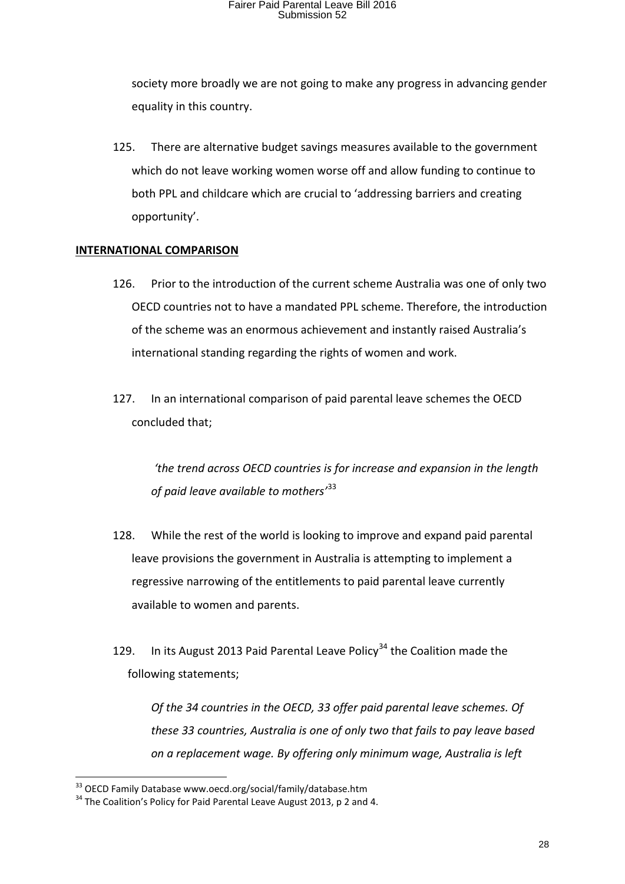society more broadly we are not going to make any progress in advancing gender equality in this country.

125. There are alternative budget savings measures available to the government which do not leave working women worse off and allow funding to continue to both PPL and childcare which are crucial to 'addressing barriers and creating opportunity'.

## INTERNATIONAL COMPARISON

126. Prior to the introduction of the current scheme Australia was one of only two OECD countries not to have a mandated PPL scheme. Therefore, the introduction of the scheme was an enormous achievement and instantly raised Australia's international standing regarding the rights of women and work.

127. In an international comparison of paid parental leave schemes the OECD concluded that;

> *'the trend across OECD countries is for increase and expansion in the length of paid leave available to mothers'*[33]

128. While the rest of the world is looking to improve and expand paid parental leave provisions the government in Australia is attempting to implement a regressive narrowing of the entitlements to paid parental leave currently available to women and parents.

129. In its August 2013 Paid Parental Leave Policy[34] the Coalition made the following statements;

> *Of the 34 countries in the OECD, 33 offer paid parental leave schemes. Of these 33 countries, Australia is one of only two that fails to pay leave based on a replacement wage. By offering only minimum wage, Australia is left*

---

[33] OECD Family Database www.oecd.org/social/family/database.htm

[34] The Coalition's Policy for Paid Parental Leave August 2013, p 2 and 4.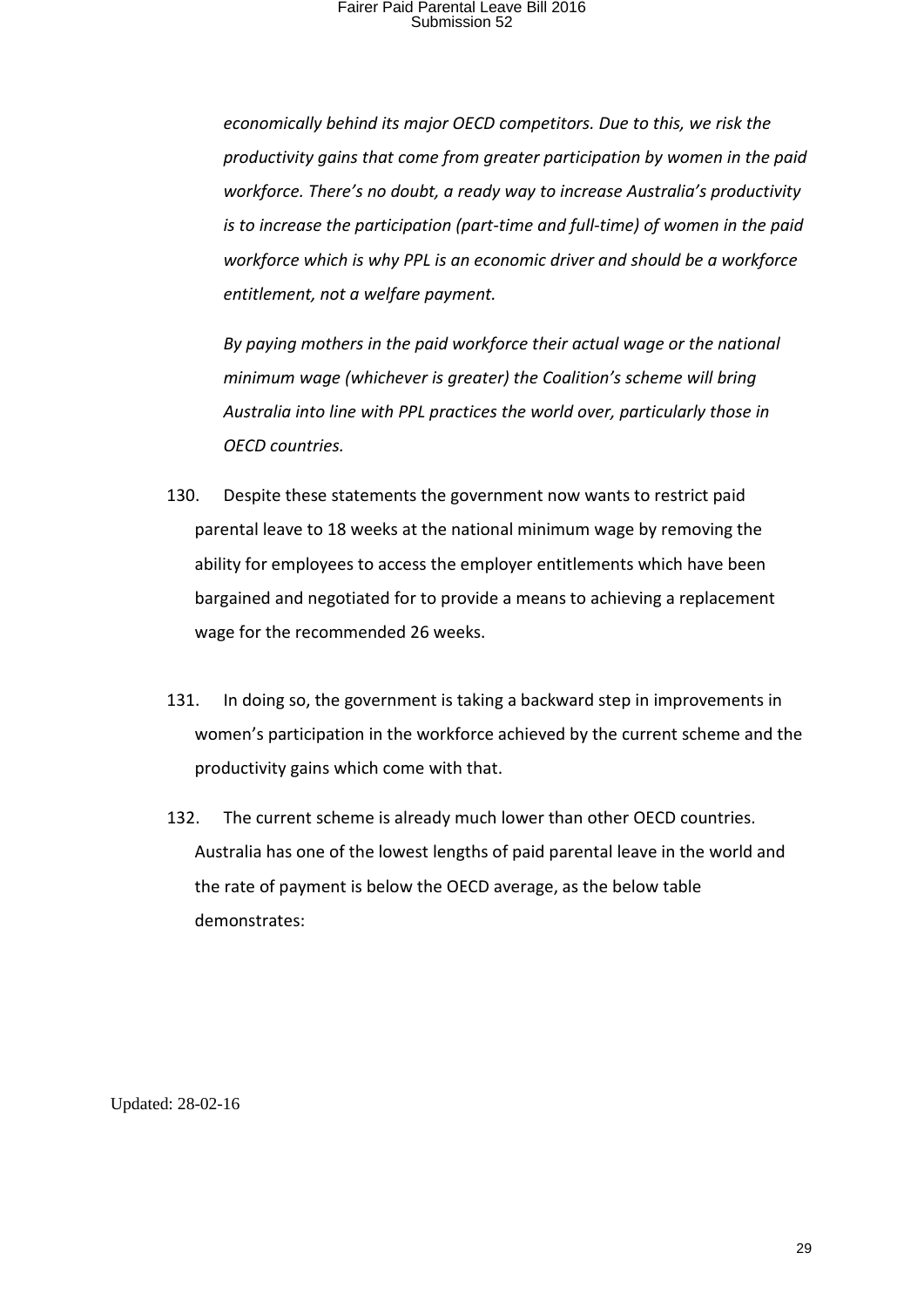*economically behind its major OECD competitors. Due to this, we risk the productivity gains that come from greater participation by women in the paid workforce. There's no doubt, a ready way to increase Australia's productivity is to increase the participation (part-time and full-time) of women in the paid workforce which is why PPL is an economic driver and should be a workforce entitlement, not a welfare payment.*

*By paying mothers in the paid workforce their actual wage or the national minimum wage (whichever is greater) the Coalition's scheme will bring Australia into line with PPL practices the world over, particularly those in OECD countries.*

130. Despite these statements the government now wants to restrict paid parental leave to 18 weeks at the national minimum wage by removing the ability for employees to access the employer entitlements which have been bargained and negotiated for to provide a means to achieving a replacement wage for the recommended 26 weeks.

131. In doing so, the government is taking a backward step in improvements in women's participation in the workforce achieved by the current scheme and the productivity gains which come with that.

132. The current scheme is already much lower than other OECD countries. Australia has one of the lowest lengths of paid parental leave in the world and the rate of payment is below the OECD average, as the below table demonstrates:

Updated: 28-02-16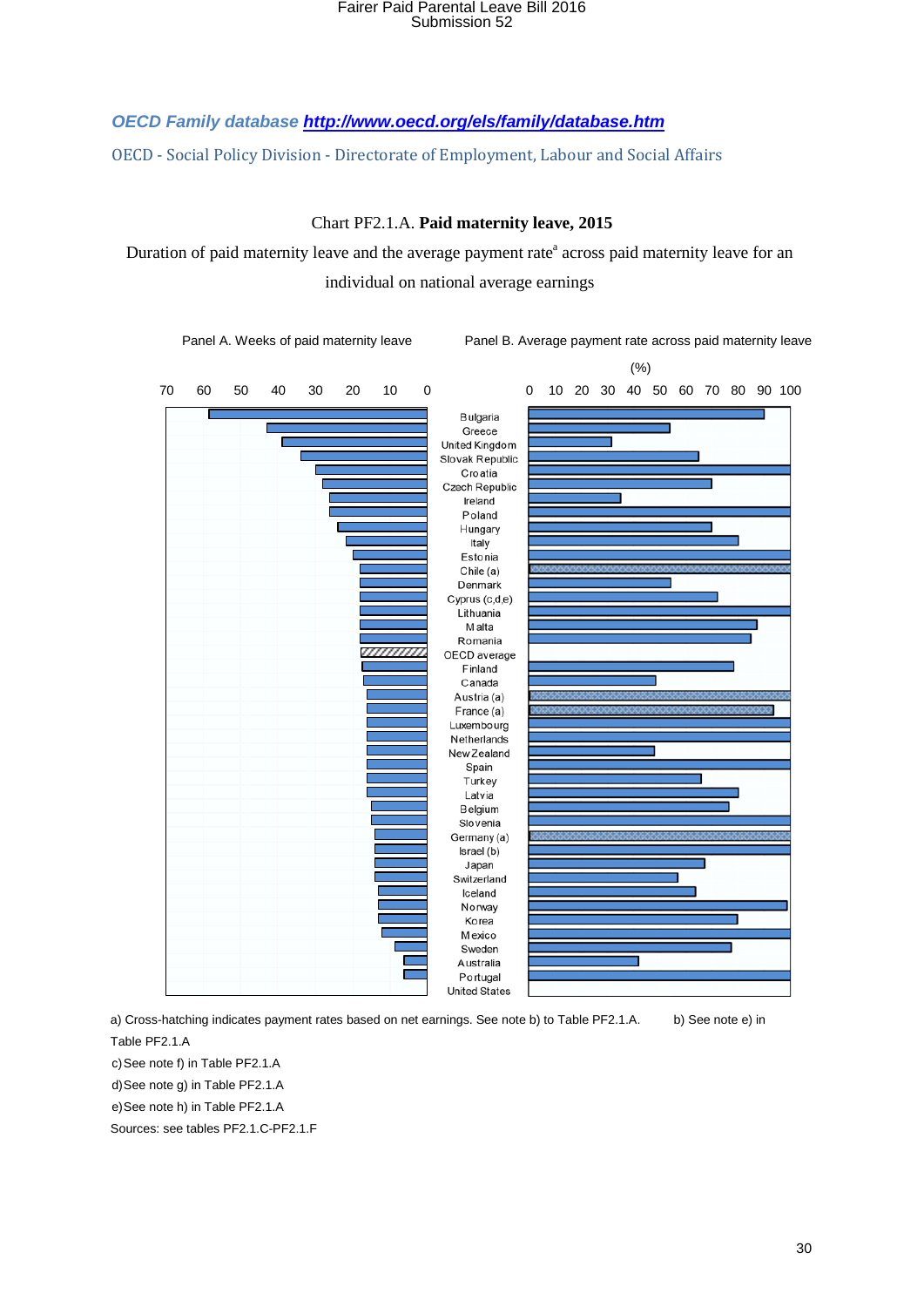***OECD Family database*** ***[http://www.oecd.org/els/family/database.htm](http://www.oecd.org/els/family/database.htm)***

OECD - Social Policy Division - Directorate of Employment, Labour and Social Affairs

Chart PF2.1.A. **Paid maternity leave, 2015**

Duration of paid maternity leave and the average payment rate[a] across paid maternity leave for an individual on national average earnings

Panel A. Weeks of paid maternity leave

Panel B. Average payment rate across paid maternity leave (%)

Bulgaria, Greece, United Kingdom, Slovak Republic, Croatia, Czech Republic, Ireland, Poland, Hungary, Italy, Estonia, Chile (a), Denmark, Cyprus (c,d,e), Lithuania, Malta, Romania, OECD average, Finland, Canada, Austria (a), France (a), Luxembourg, Netherlands, New Zealand, Spain, Turkey, Latvia, Belgium, Slovenia, Germany (a), Israel (b), Japan, Switzerland, Iceland, Norway, Korea, Mexico, Sweden, Australia, Portugal, United States

a) Cross-hatching indicates payment rates based on net earnings. See note b) to Table PF2.1.A. b) See note e) in Table PF2.1.A

c) See note f) in Table PF2.1.A

d) See note g) in Table PF2.1.A

e) See note h) in Table PF2.1.A

Sources: see tables PF2.1.C-PF2.1.F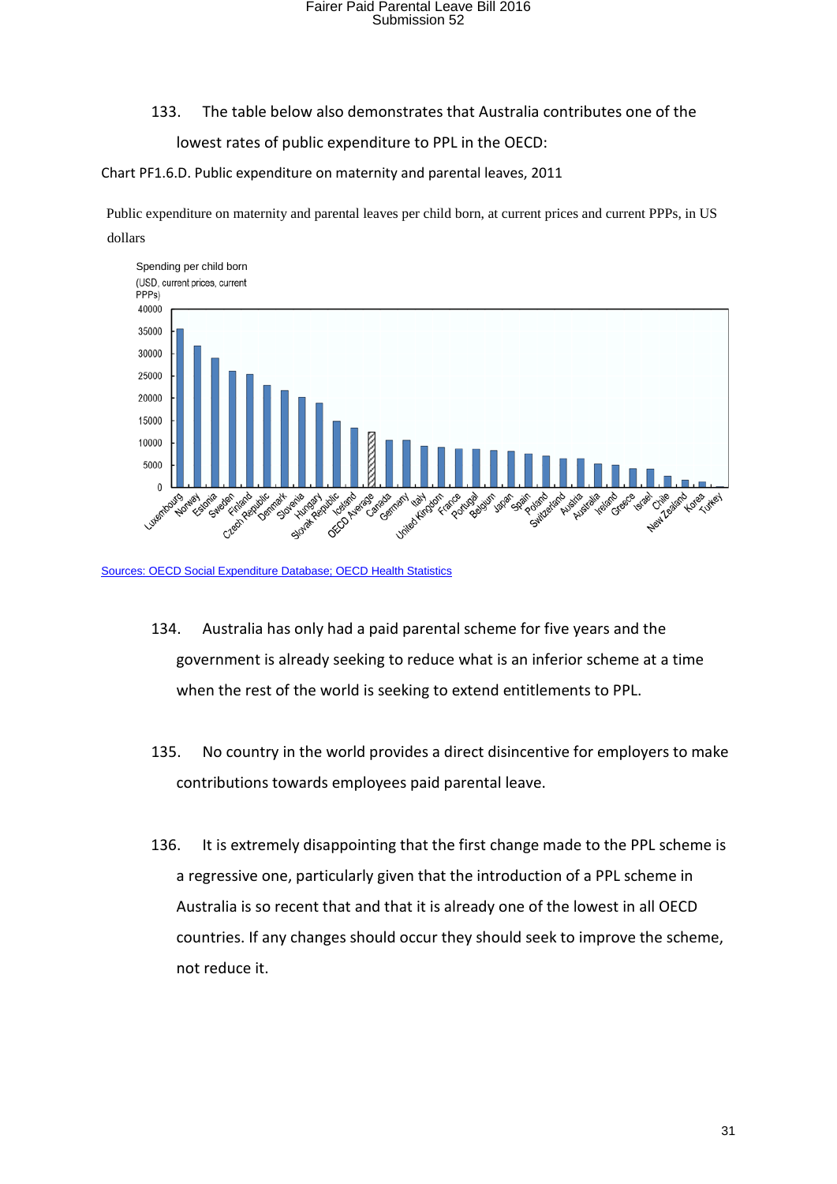133. The table below also demonstrates that Australia contributes one of the lowest rates of public expenditure to PPL in the OECD:

Chart PF1.6.D. Public expenditure on maternity and parental leaves, 2011

Public expenditure on maternity and parental leaves per child born, at current prices and current PPPs, in US dollars

Sources: OECD Social Expenditure Database; OECD Health Statistics

134. Australia has only had a paid parental scheme for five years and the government is already seeking to reduce what is an inferior scheme at a time when the rest of the world is seeking to extend entitlements to PPL.

135. No country in the world provides a direct disincentive for employers to make contributions towards employees paid parental leave.

136. It is extremely disappointing that the first change made to the PPL scheme is a regressive one, particularly given that the introduction of a PPL scheme in Australia is so recent that and that it is already one of the lowest in all OECD countries. If any changes should occur they should seek to improve the scheme, not reduce it.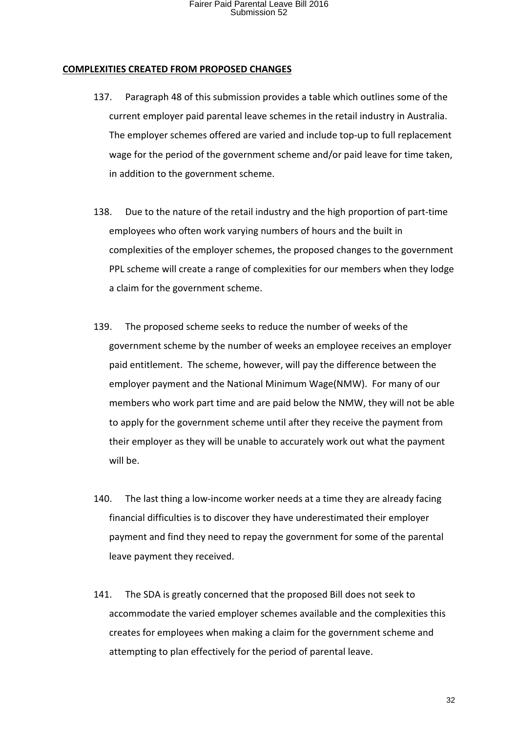**COMPLEXITIES CREATED FROM PROPOSED CHANGES**

137. Paragraph 48 of this submission provides a table which outlines some of the current employer paid parental leave schemes in the retail industry in Australia. The employer schemes offered are varied and include top-up to full replacement wage for the period of the government scheme and/or paid leave for time taken, in addition to the government scheme.

138. Due to the nature of the retail industry and the high proportion of part-time employees who often work varying numbers of hours and the built in complexities of the employer schemes, the proposed changes to the government PPL scheme will create a range of complexities for our members when they lodge a claim for the government scheme.

139. The proposed scheme seeks to reduce the number of weeks of the government scheme by the number of weeks an employee receives an employer paid entitlement. The scheme, however, will pay the difference between the employer payment and the National Minimum Wage(NMW). For many of our members who work part time and are paid below the NMW, they will not be able to apply for the government scheme until after they receive the payment from their employer as they will be unable to accurately work out what the payment will be.

140. The last thing a low-income worker needs at a time they are already facing financial difficulties is to discover they have underestimated their employer payment and find they need to repay the government for some of the parental leave payment they received.

141. The SDA is greatly concerned that the proposed Bill does not seek to accommodate the varied employer schemes available and the complexities this creates for employees when making a claim for the government scheme and attempting to plan effectively for the period of parental leave.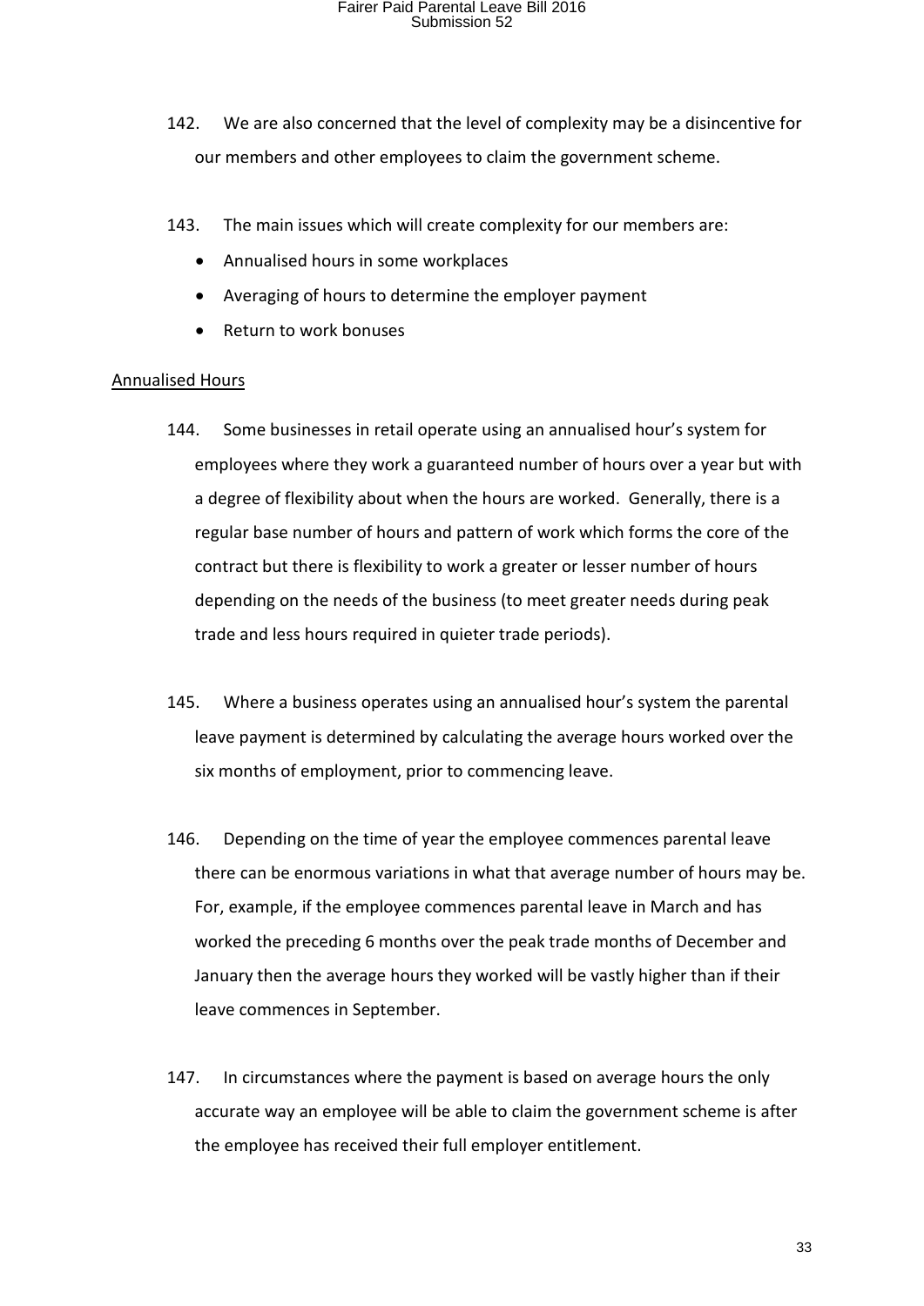142. We are also concerned that the level of complexity may be a disincentive for our members and other employees to claim the government scheme.

143. The main issues which will create complexity for our members are:

- Annualised hours in some workplaces
- Averaging of hours to determine the employer payment
- Return to work bonuses

## Annualised Hours

144. Some businesses in retail operate using an annualised hour's system for employees where they work a guaranteed number of hours over a year but with a degree of flexibility about when the hours are worked. Generally, there is a regular base number of hours and pattern of work which forms the core of the contract but there is flexibility to work a greater or lesser number of hours depending on the needs of the business (to meet greater needs during peak trade and less hours required in quieter trade periods).

145. Where a business operates using an annualised hour's system the parental leave payment is determined by calculating the average hours worked over the six months of employment, prior to commencing leave.

146. Depending on the time of year the employee commences parental leave there can be enormous variations in what that average number of hours may be. For, example, if the employee commences parental leave in March and has worked the preceding 6 months over the peak trade months of December and January then the average hours they worked will be vastly higher than if their leave commences in September.

147. In circumstances where the payment is based on average hours the only accurate way an employee will be able to claim the government scheme is after the employee has received their full employer entitlement.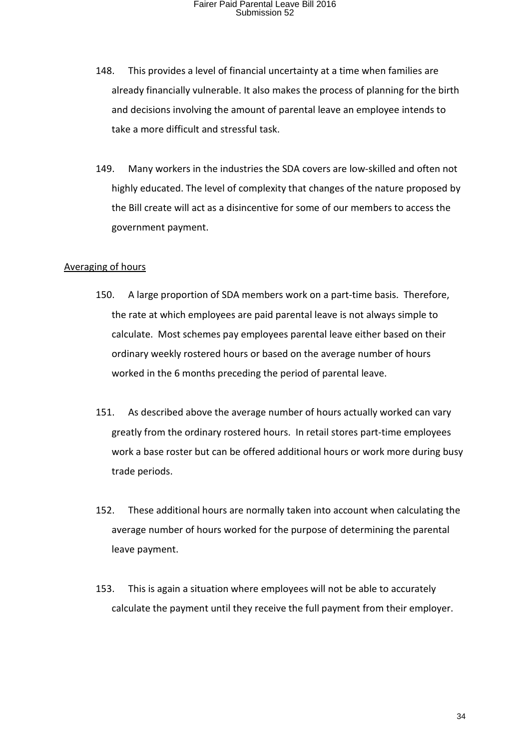148. This provides a level of financial uncertainty at a time when families are already financially vulnerable. It also makes the process of planning for the birth and decisions involving the amount of parental leave an employee intends to take a more difficult and stressful task.

149. Many workers in the industries the SDA covers are low-skilled and often not highly educated. The level of complexity that changes of the nature proposed by the Bill create will act as a disincentive for some of our members to access the government payment.

<u>Averaging of hours</u>

150. A large proportion of SDA members work on a part-time basis. Therefore, the rate at which employees are paid parental leave is not always simple to calculate. Most schemes pay employees parental leave either based on their ordinary weekly rostered hours or based on the average number of hours worked in the 6 months preceding the period of parental leave.

151. As described above the average number of hours actually worked can vary greatly from the ordinary rostered hours. In retail stores part-time employees work a base roster but can be offered additional hours or work more during busy trade periods.

152. These additional hours are normally taken into account when calculating the average number of hours worked for the purpose of determining the parental leave payment.

153. This is again a situation where employees will not be able to accurately calculate the payment until they receive the full payment from their employer.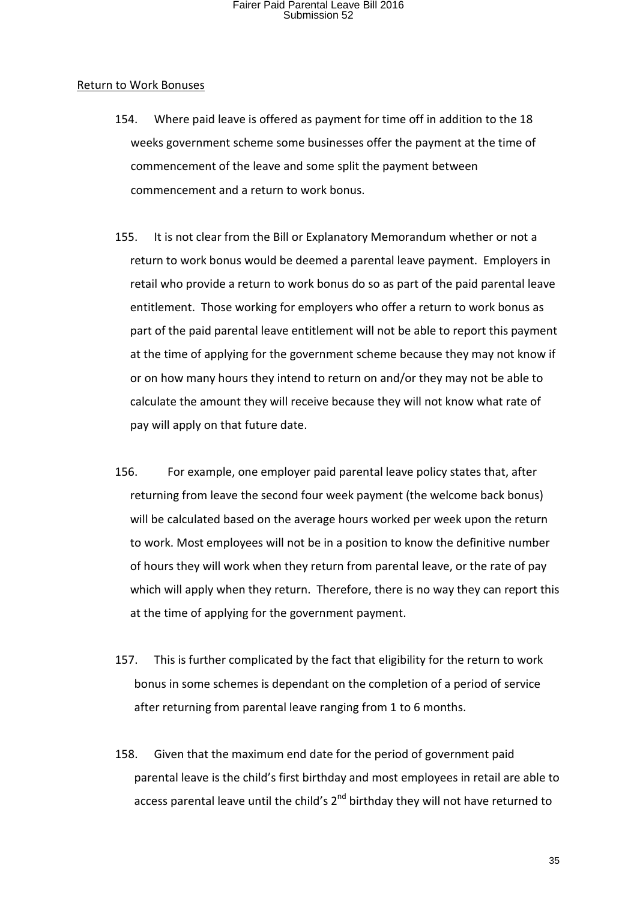Return to Work Bonuses

154. Where paid leave is offered as payment for time off in addition to the 18 weeks government scheme some businesses offer the payment at the time of commencement of the leave and some split the payment between commencement and a return to work bonus.

155. It is not clear from the Bill or Explanatory Memorandum whether or not a return to work bonus would be deemed a parental leave payment. Employers in retail who provide a return to work bonus do so as part of the paid parental leave entitlement. Those working for employers who offer a return to work bonus as part of the paid parental leave entitlement will not be able to report this payment at the time of applying for the government scheme because they may not know if or on how many hours they intend to return on and/or they may not be able to calculate the amount they will receive because they will not know what rate of pay will apply on that future date.

156. For example, one employer paid parental leave policy states that, after returning from leave the second four week payment (the welcome back bonus) will be calculated based on the average hours worked per week upon the return to work. Most employees will not be in a position to know the definitive number of hours they will work when they return from parental leave, or the rate of pay which will apply when they return. Therefore, there is no way they can report this at the time of applying for the government payment.

157. This is further complicated by the fact that eligibility for the return to work bonus in some schemes is dependant on the completion of a period of service after returning from parental leave ranging from 1 to 6 months.

158. Given that the maximum end date for the period of government paid parental leave is the child's first birthday and most employees in retail are able to access parental leave until the child's 2nd birthday they will not have returned to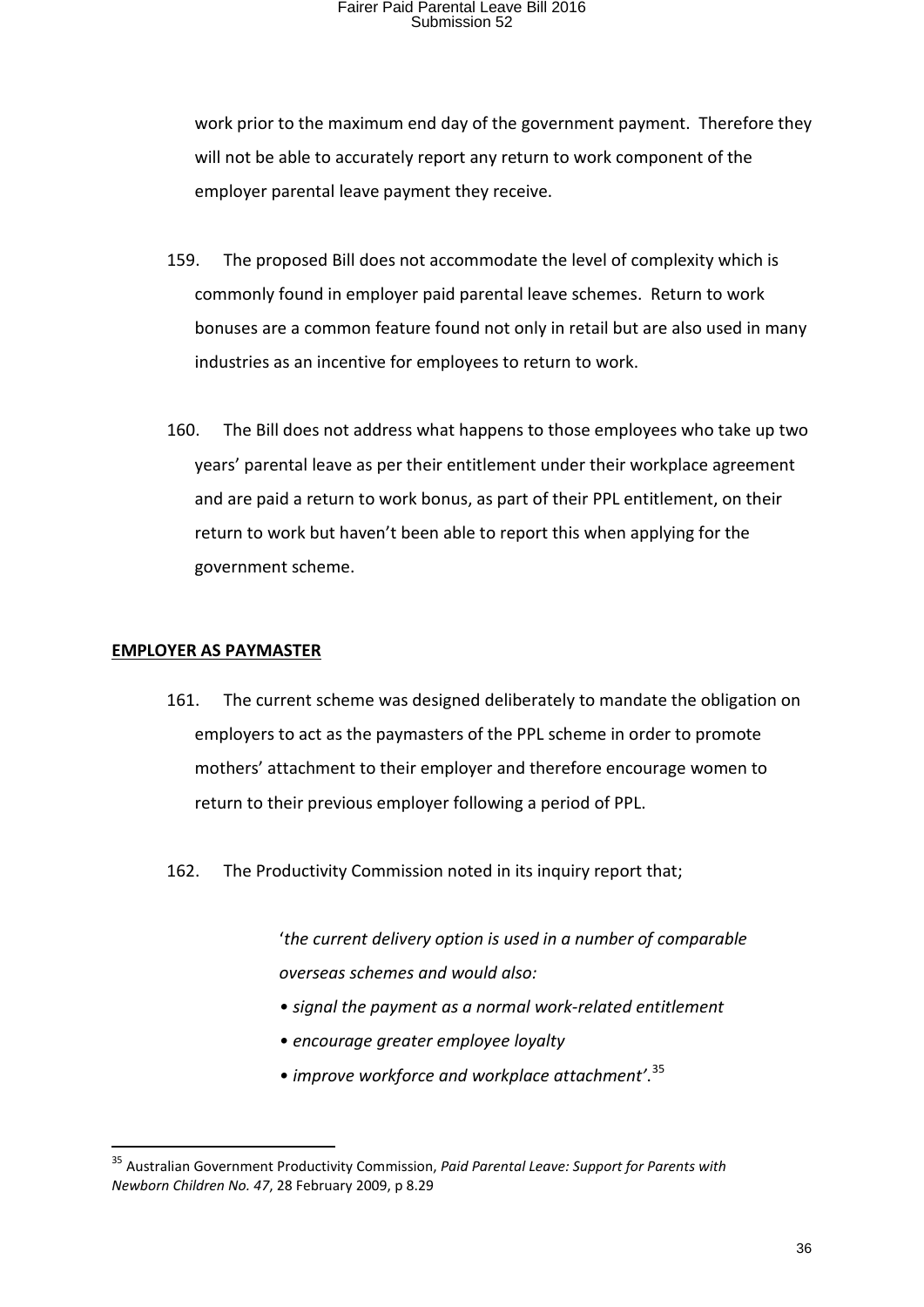work prior to the maximum end day of the government payment. Therefore they will not be able to accurately report any return to work component of the employer parental leave payment they receive.

159. The proposed Bill does not accommodate the level of complexity which is commonly found in employer paid parental leave schemes. Return to work bonuses are a common feature found not only in retail but are also used in many industries as an incentive for employees to return to work.

160. The Bill does not address what happens to those employees who take up two years' parental leave as per their entitlement under their workplace agreement and are paid a return to work bonus, as part of their PPL entitlement, on their return to work but haven't been able to report this when applying for the government scheme.

**EMPLOYER AS PAYMASTER**

161. The current scheme was designed deliberately to mandate the obligation on employers to act as the paymasters of the PPL scheme in order to promote mothers' attachment to their employer and therefore encourage women to return to their previous employer following a period of PPL.

162. The Productivity Commission noted in its inquiry report that;

> '*the current delivery option is used in a number of comparable overseas schemes and would also:*
>
> *• signal the payment as a normal work-related entitlement*
>
> *• encourage greater employee loyalty*
>
> *• improve workforce and workplace attachment*'.[35]

[35] Australian Government Productivity Commission, *Paid Parental Leave: Support for Parents with Newborn Children No. 47*, 28 February 2009, p 8.29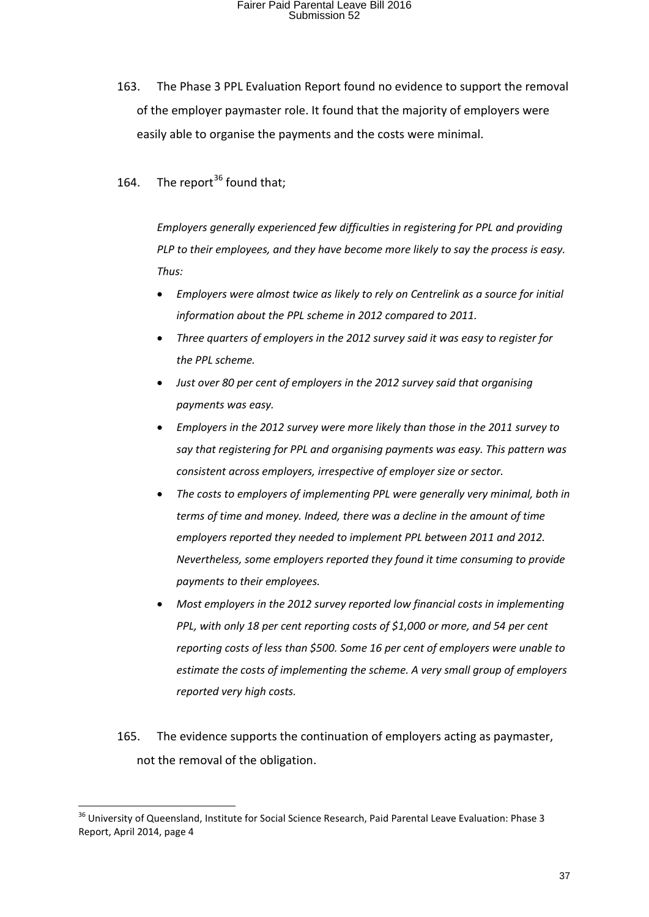163. The Phase 3 PPL Evaluation Report found no evidence to support the removal of the employer paymaster role. It found that the majority of employers were easily able to organise the payments and the costs were minimal.

164. The report[36] found that;

> *Employers generally experienced few difficulties in registering for PPL and providing PLP to their employees, and they have become more likely to say the process is easy. Thus:*
>
> - *Employers were almost twice as likely to rely on Centrelink as a source for initial information about the PPL scheme in 2012 compared to 2011.*
> - *Three quarters of employers in the 2012 survey said it was easy to register for the PPL scheme.*
> - *Just over 80 per cent of employers in the 2012 survey said that organising payments was easy.*
> - *Employers in the 2012 survey were more likely than those in the 2011 survey to say that registering for PPL and organising payments was easy. This pattern was consistent across employers, irrespective of employer size or sector.*
> - *The costs to employers of implementing PPL were generally very minimal, both in terms of time and money. Indeed, there was a decline in the amount of time employers reported they needed to implement PPL between 2011 and 2012. Nevertheless, some employers reported they found it time consuming to provide payments to their employees.*
> - *Most employers in the 2012 survey reported low financial costs in implementing PPL, with only 18 per cent reporting costs of $1,000 or more, and 54 per cent reporting costs of less than $500. Some 16 per cent of employers were unable to estimate the costs of implementing the scheme. A very small group of employers reported very high costs.*

165. The evidence supports the continuation of employers acting as paymaster, not the removal of the obligation.

---

[36] University of Queensland, Institute for Social Science Research, Paid Parental Leave Evaluation: Phase 3 Report, April 2014, page 4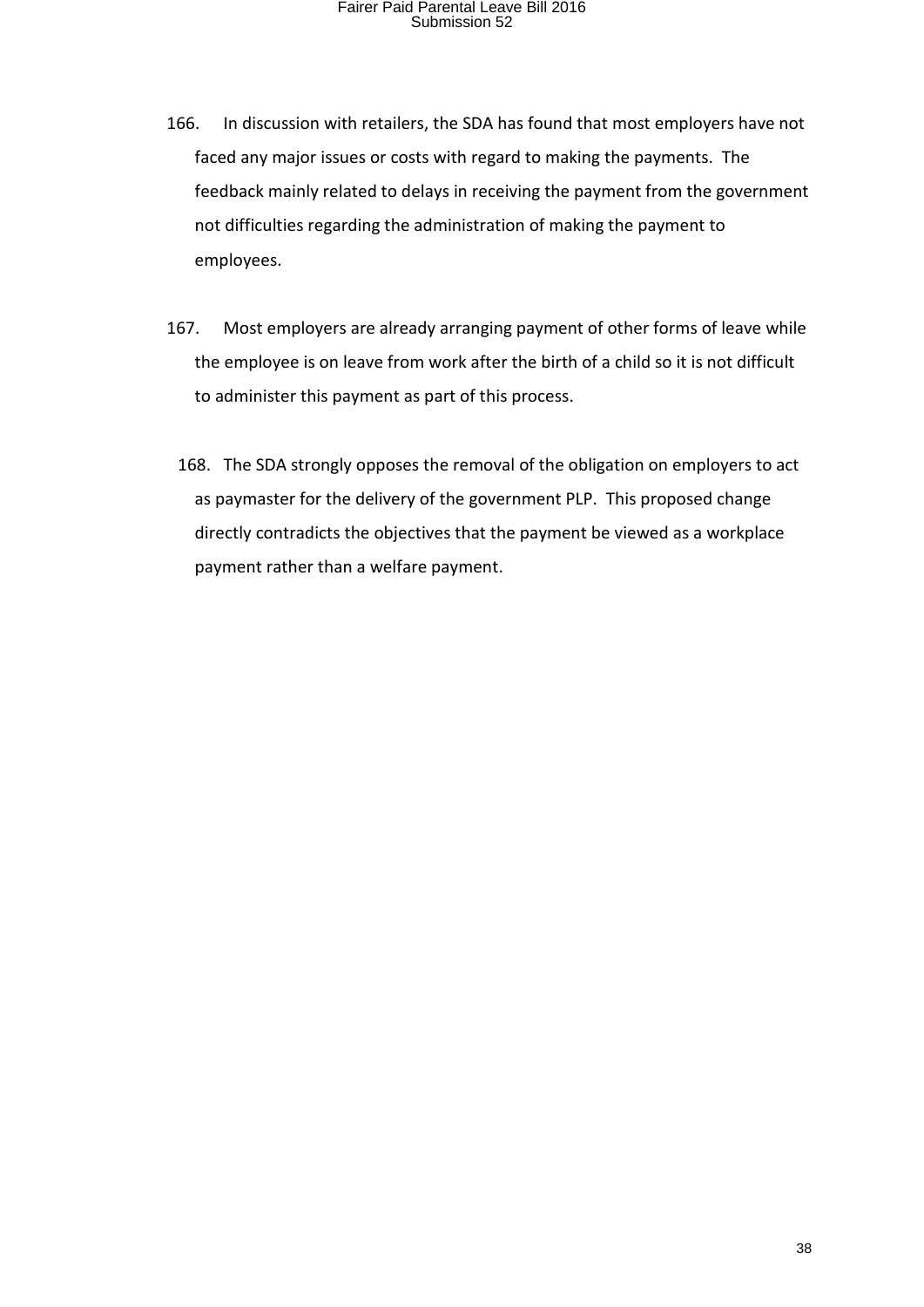166. In discussion with retailers, the SDA has found that most employers have not faced any major issues or costs with regard to making the payments. The feedback mainly related to delays in receiving the payment from the government not difficulties regarding the administration of making the payment to employees.

167. Most employers are already arranging payment of other forms of leave while the employee is on leave from work after the birth of a child so it is not difficult to administer this payment as part of this process.

168. The SDA strongly opposes the removal of the obligation on employers to act as paymaster for the delivery of the government PLP. This proposed change directly contradicts the objectives that the payment be viewed as a workplace payment rather than a welfare payment.